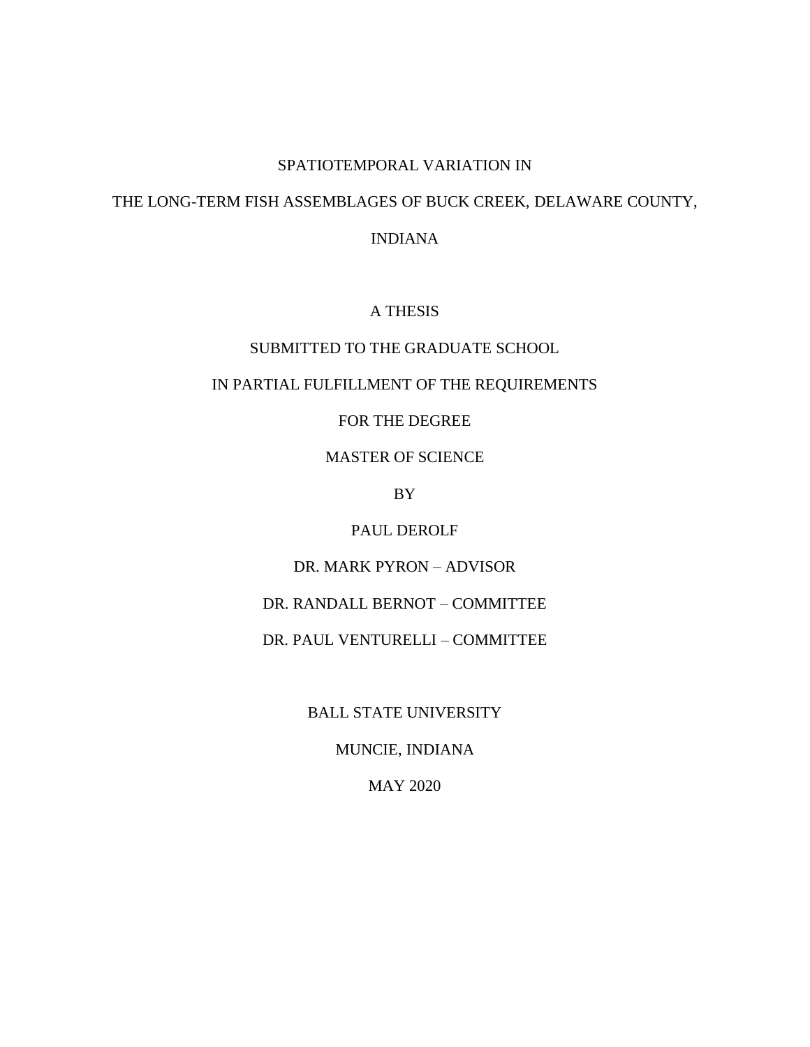# SPATIOTEMPORAL VARIATION IN THE LONG-TERM FISH ASSEMBLAGES OF BUCK CREEK, DELAWARE COUNTY, INDIANA

A THESIS

SUBMITTED TO THE GRADUATE SCHOOL

IN PARTIAL FULFILLMENT OF THE REQUIREMENTS

FOR THE DEGREE

MASTER OF SCIENCE

BY

PAUL DEROLF

DR. MARK PYRON – ADVISOR

DR. RANDALL BERNOT – COMMITTEE

DR. PAUL VENTURELLI – COMMITTEE

BALL STATE UNIVERSITY

MUNCIE, INDIANA

MAY 2020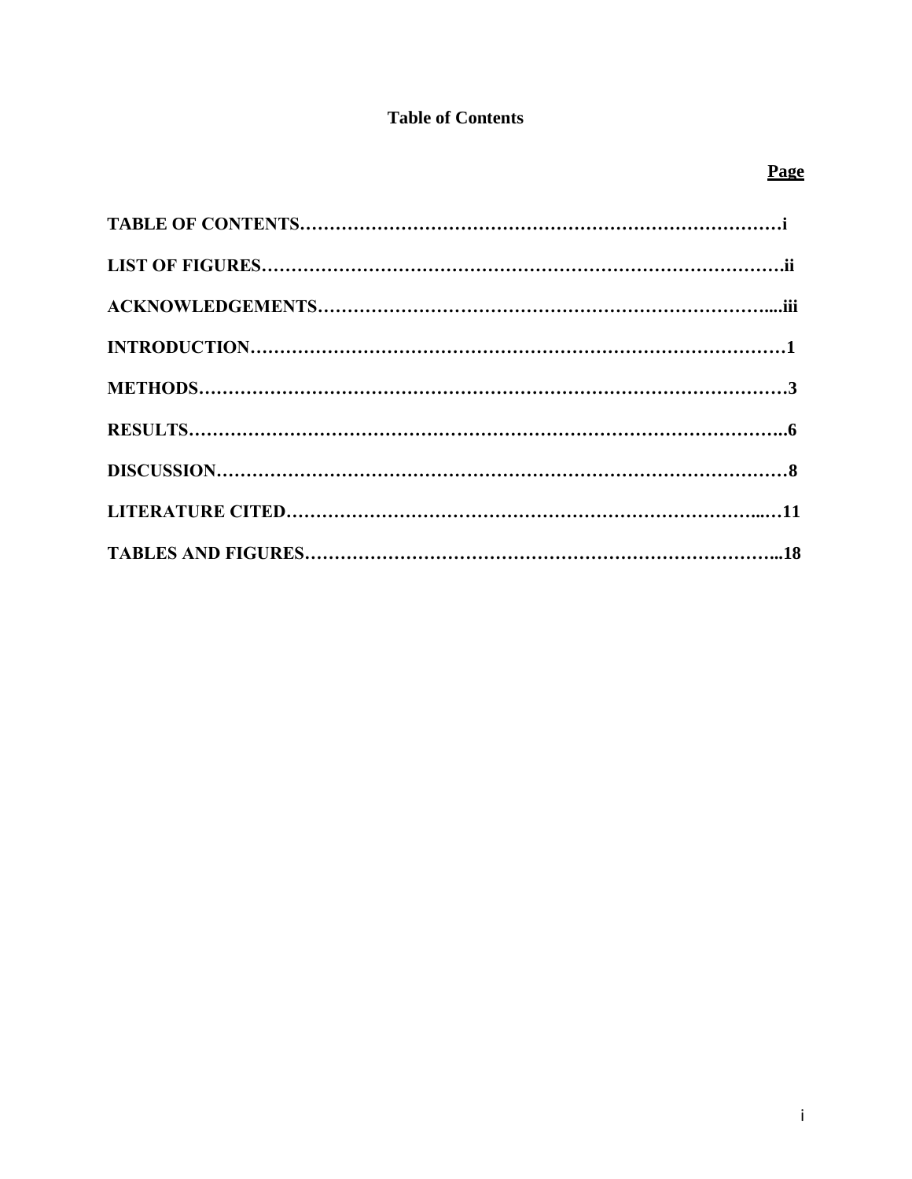# Table of Contents

**Page**

**TABLE OF CONTENTS……………………………………………………………………i**

**LIST OF FIGURES………………………………………………………………………….ii**

**ACKNOWLEDGEMENTS…………………………………………………………………....iii**

**INTRODUCTION……………………………………………………………………………1**

**METHODS……………………………………………………………………………………3**

**RESULTS……………………………………………………………………………………..6**

**DISCUSSION…………………………………………………………………………………8**

**LITERATURE CITED…………………………………………………………………...…11**

**TABLES AND FIGURES……………………………………………………………………...18**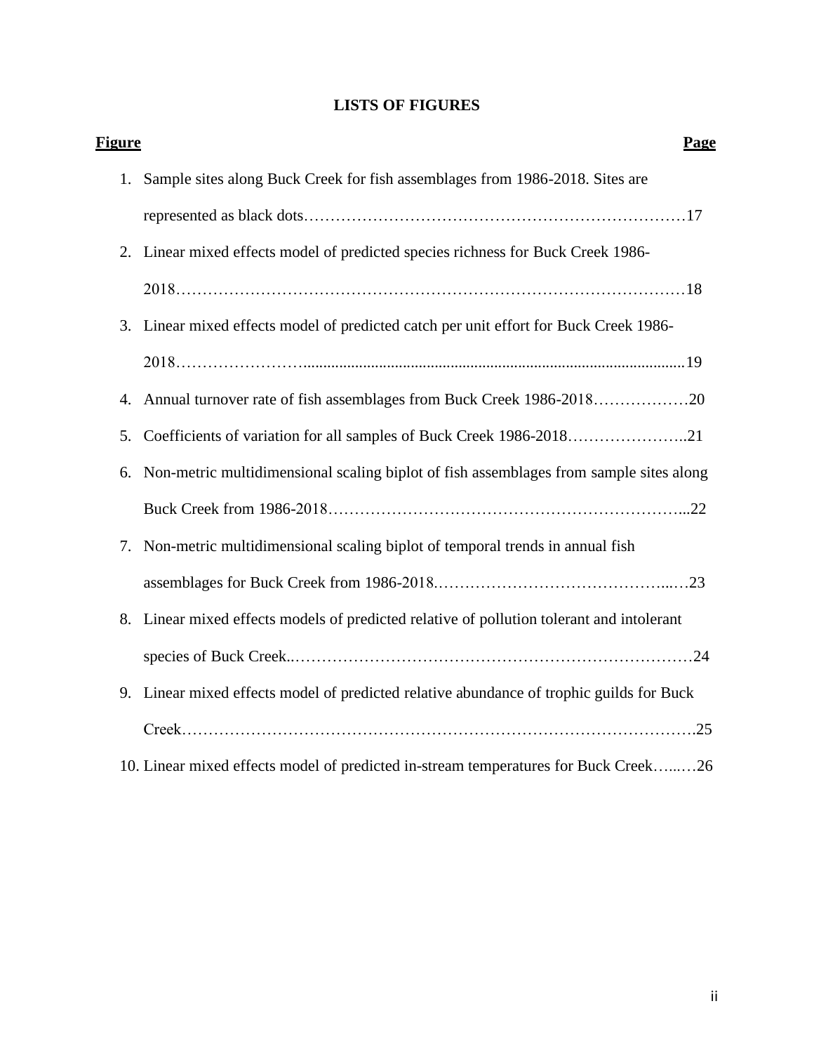# LISTS OF FIGURES

| Figure | Page |
|---|---|
| 1. Sample sites along Buck Creek for fish assemblages from 1986-2018. Sites are represented as black dots | 17 |
| 2. Linear mixed effects model of predicted species richness for Buck Creek 1986-2018 | 18 |
| 3. Linear mixed effects model of predicted catch per unit effort for Buck Creek 1986-2018 | 19 |
| 4. Annual turnover rate of fish assemblages from Buck Creek 1986-2018 | 20 |
| 5. Coefficients of variation for all samples of Buck Creek 1986-2018 | 21 |
| 6. Non-metric multidimensional scaling biplot of fish assemblages from sample sites along Buck Creek from 1986-2018 | 22 |
| 7. Non-metric multidimensional scaling biplot of temporal trends in annual fish assemblages for Buck Creek from 1986-2018. | 23 |
| 8. Linear mixed effects models of predicted relative of pollution tolerant and intolerant species of Buck Creek. | 24 |
| 9. Linear mixed effects model of predicted relative abundance of trophic guilds for Buck Creek | 25 |
| 10. Linear mixed effects model of predicted in-stream temperatures for Buck Creek | 26 |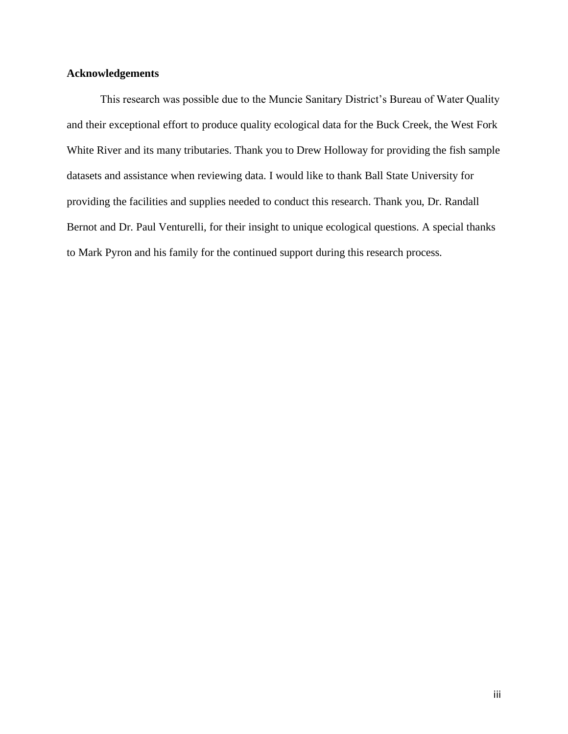## Acknowledgements

This research was possible due to the Muncie Sanitary District's Bureau of Water Quality and their exceptional effort to produce quality ecological data for the Buck Creek, the West Fork White River and its many tributaries. Thank you to Drew Holloway for providing the fish sample datasets and assistance when reviewing data. I would like to thank Ball State University for providing the facilities and supplies needed to conduct this research. Thank you, Dr. Randall Bernot and Dr. Paul Venturelli, for their insight to unique ecological questions. A special thanks to Mark Pyron and his family for the continued support during this research process.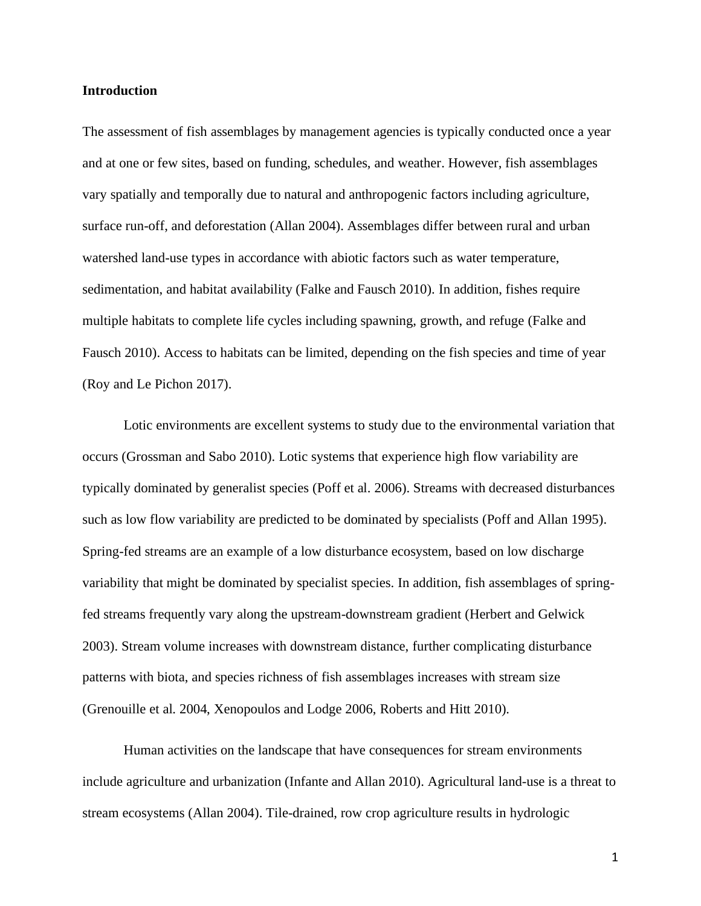**Introduction**

The assessment of fish assemblages by management agencies is typically conducted once a year and at one or few sites, based on funding, schedules, and weather. However, fish assemblages vary spatially and temporally due to natural and anthropogenic factors including agriculture, surface run-off, and deforestation (Allan 2004). Assemblages differ between rural and urban watershed land-use types in accordance with abiotic factors such as water temperature, sedimentation, and habitat availability (Falke and Fausch 2010). In addition, fishes require multiple habitats to complete life cycles including spawning, growth, and refuge (Falke and Fausch 2010). Access to habitats can be limited, depending on the fish species and time of year (Roy and Le Pichon 2017).

Lotic environments are excellent systems to study due to the environmental variation that occurs (Grossman and Sabo 2010). Lotic systems that experience high flow variability are typically dominated by generalist species (Poff et al. 2006). Streams with decreased disturbances such as low flow variability are predicted to be dominated by specialists (Poff and Allan 1995). Spring-fed streams are an example of a low disturbance ecosystem, based on low discharge variability that might be dominated by specialist species. In addition, fish assemblages of spring-fed streams frequently vary along the upstream-downstream gradient (Herbert and Gelwick 2003). Stream volume increases with downstream distance, further complicating disturbance patterns with biota, and species richness of fish assemblages increases with stream size (Grenouille et al. 2004, Xenopoulos and Lodge 2006, Roberts and Hitt 2010).

Human activities on the landscape that have consequences for stream environments include agriculture and urbanization (Infante and Allan 2010). Agricultural land-use is a threat to stream ecosystems (Allan 2004). Tile-drained, row crop agriculture results in hydrologic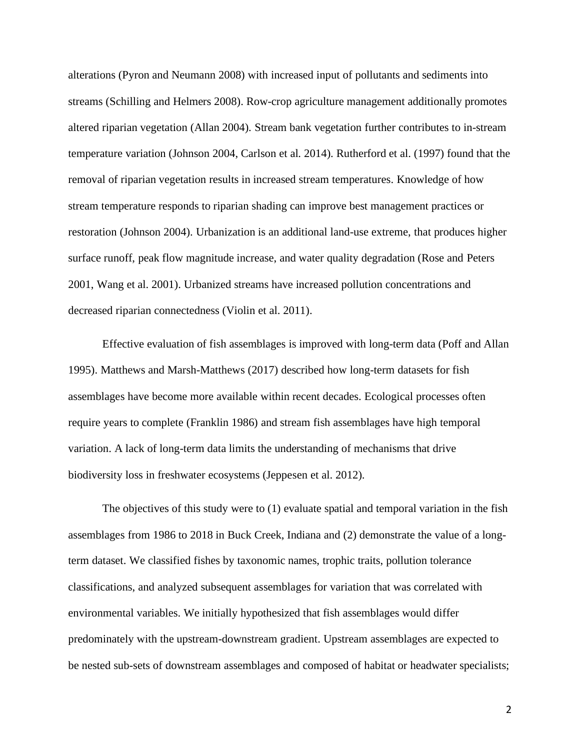alterations (Pyron and Neumann 2008) with increased input of pollutants and sediments into streams (Schilling and Helmers 2008). Row-crop agriculture management additionally promotes altered riparian vegetation (Allan 2004). Stream bank vegetation further contributes to in-stream temperature variation (Johnson 2004, Carlson et al. 2014). Rutherford et al. (1997) found that the removal of riparian vegetation results in increased stream temperatures. Knowledge of how stream temperature responds to riparian shading can improve best management practices or restoration (Johnson 2004). Urbanization is an additional land-use extreme, that produces higher surface runoff, peak flow magnitude increase, and water quality degradation (Rose and Peters 2001, Wang et al. 2001). Urbanized streams have increased pollution concentrations and decreased riparian connectedness (Violin et al. 2011).

Effective evaluation of fish assemblages is improved with long-term data (Poff and Allan 1995). Matthews and Marsh-Matthews (2017) described how long-term datasets for fish assemblages have become more available within recent decades. Ecological processes often require years to complete (Franklin 1986) and stream fish assemblages have high temporal variation. A lack of long-term data limits the understanding of mechanisms that drive biodiversity loss in freshwater ecosystems (Jeppesen et al. 2012).

The objectives of this study were to (1) evaluate spatial and temporal variation in the fish assemblages from 1986 to 2018 in Buck Creek, Indiana and (2) demonstrate the value of a long-term dataset. We classified fishes by taxonomic names, trophic traits, pollution tolerance classifications, and analyzed subsequent assemblages for variation that was correlated with environmental variables. We initially hypothesized that fish assemblages would differ predominately with the upstream-downstream gradient. Upstream assemblages are expected to be nested sub-sets of downstream assemblages and composed of habitat or headwater specialists;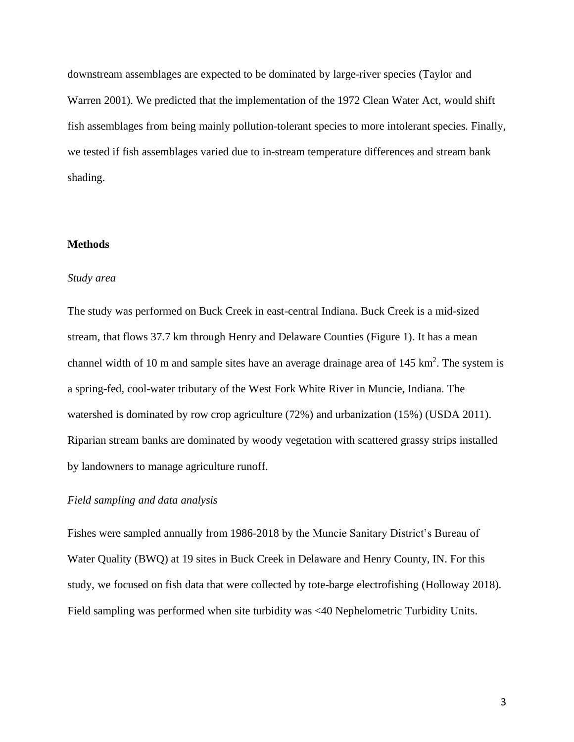downstream assemblages are expected to be dominated by large-river species (Taylor and Warren 2001). We predicted that the implementation of the 1972 Clean Water Act, would shift fish assemblages from being mainly pollution-tolerant species to more intolerant species. Finally, we tested if fish assemblages varied due to in-stream temperature differences and stream bank shading.

## Methods

### *Study area*

The study was performed on Buck Creek in east-central Indiana. Buck Creek is a mid-sized stream, that flows 37.7 km through Henry and Delaware Counties (Figure 1). It has a mean channel width of 10 m and sample sites have an average drainage area of 145 $km^2$. The system is a spring-fed, cool-water tributary of the West Fork White River in Muncie, Indiana. The watershed is dominated by row crop agriculture (72%) and urbanization (15%) (USDA 2011). Riparian stream banks are dominated by woody vegetation with scattered grassy strips installed by landowners to manage agriculture runoff.

### *Field sampling and data analysis*

Fishes were sampled annually from 1986-2018 by the Muncie Sanitary District's Bureau of Water Quality (BWQ) at 19 sites in Buck Creek in Delaware and Henry County, IN. For this study, we focused on fish data that were collected by tote-barge electrofishing (Holloway 2018). Field sampling was performed when site turbidity was <40 Nephelometric Turbidity Units.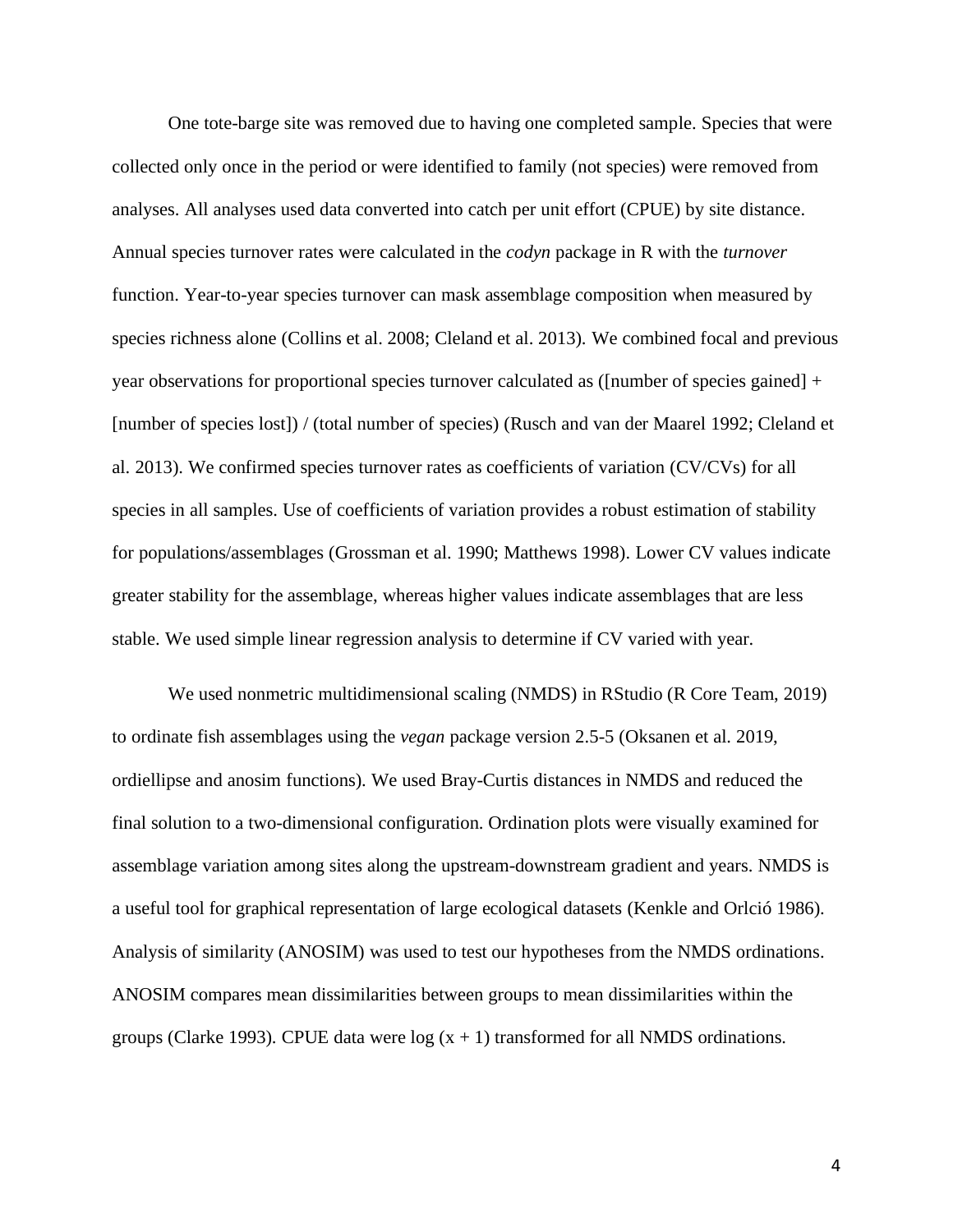One tote-barge site was removed due to having one completed sample. Species that were collected only once in the period or were identified to family (not species) were removed from analyses. All analyses used data converted into catch per unit effort (CPUE) by site distance. Annual species turnover rates were calculated in the *codyn* package in R with the *turnover* function. Year-to-year species turnover can mask assemblage composition when measured by species richness alone (Collins et al. 2008; Cleland et al. 2013). We combined focal and previous year observations for proportional species turnover calculated as ([number of species gained] + [number of species lost]) / (total number of species) (Rusch and van der Maarel 1992; Cleland et al. 2013). We confirmed species turnover rates as coefficients of variation (CV/CVs) for all species in all samples. Use of coefficients of variation provides a robust estimation of stability for populations/assemblages (Grossman et al. 1990; Matthews 1998). Lower CV values indicate greater stability for the assemblage, whereas higher values indicate assemblages that are less stable. We used simple linear regression analysis to determine if CV varied with year.

We used nonmetric multidimensional scaling (NMDS) in RStudio (R Core Team, 2019) to ordinate fish assemblages using the *vegan* package version 2.5-5 (Oksanen et al. 2019, ordiellipse and anosim functions). We used Bray-Curtis distances in NMDS and reduced the final solution to a two-dimensional configuration. Ordination plots were visually examined for assemblage variation among sites along the upstream-downstream gradient and years. NMDS is a useful tool for graphical representation of large ecological datasets (Kenkle and Orlció 1986). Analysis of similarity (ANOSIM) was used to test our hypotheses from the NMDS ordinations. ANOSIM compares mean dissimilarities between groups to mean dissimilarities within the groups (Clarke 1993). CPUE data were log $(x + 1)$ transformed for all NMDS ordinations.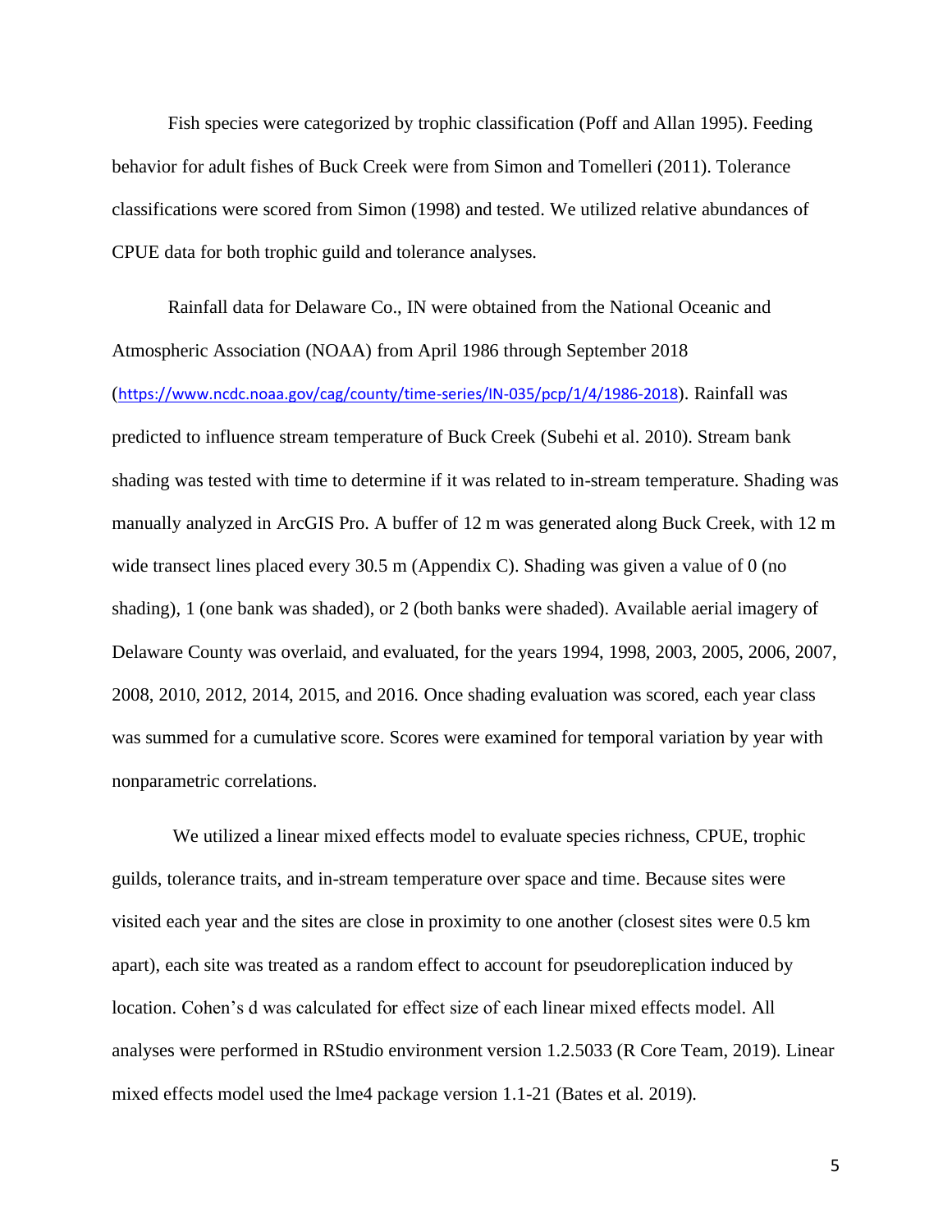Fish species were categorized by trophic classification (Poff and Allan 1995). Feeding behavior for adult fishes of Buck Creek were from Simon and Tomelleri (2011). Tolerance classifications were scored from Simon (1998) and tested. We utilized relative abundances of CPUE data for both trophic guild and tolerance analyses.

Rainfall data for Delaware Co., IN were obtained from the National Oceanic and Atmospheric Association (NOAA) from April 1986 through September 2018 (https://www.ncdc.noaa.gov/cag/county/time-series/IN-035/pcp/1/4/1986-2018). Rainfall was predicted to influence stream temperature of Buck Creek (Subehi et al. 2010). Stream bank shading was tested with time to determine if it was related to in-stream temperature. Shading was manually analyzed in ArcGIS Pro. A buffer of 12 m was generated along Buck Creek, with 12 m wide transect lines placed every 30.5 m (Appendix C). Shading was given a value of 0 (no shading), 1 (one bank was shaded), or 2 (both banks were shaded). Available aerial imagery of Delaware County was overlaid, and evaluated, for the years 1994, 1998, 2003, 2005, 2006, 2007, 2008, 2010, 2012, 2014, 2015, and 2016. Once shading evaluation was scored, each year class was summed for a cumulative score. Scores were examined for temporal variation by year with nonparametric correlations.

We utilized a linear mixed effects model to evaluate species richness, CPUE, trophic guilds, tolerance traits, and in-stream temperature over space and time. Because sites were visited each year and the sites are close in proximity to one another (closest sites were 0.5 km apart), each site was treated as a random effect to account for pseudoreplication induced by location. Cohen's d was calculated for effect size of each linear mixed effects model. All analyses were performed in RStudio environment version 1.2.5033 (R Core Team, 2019). Linear mixed effects model used the lme4 package version 1.1-21 (Bates et al. 2019).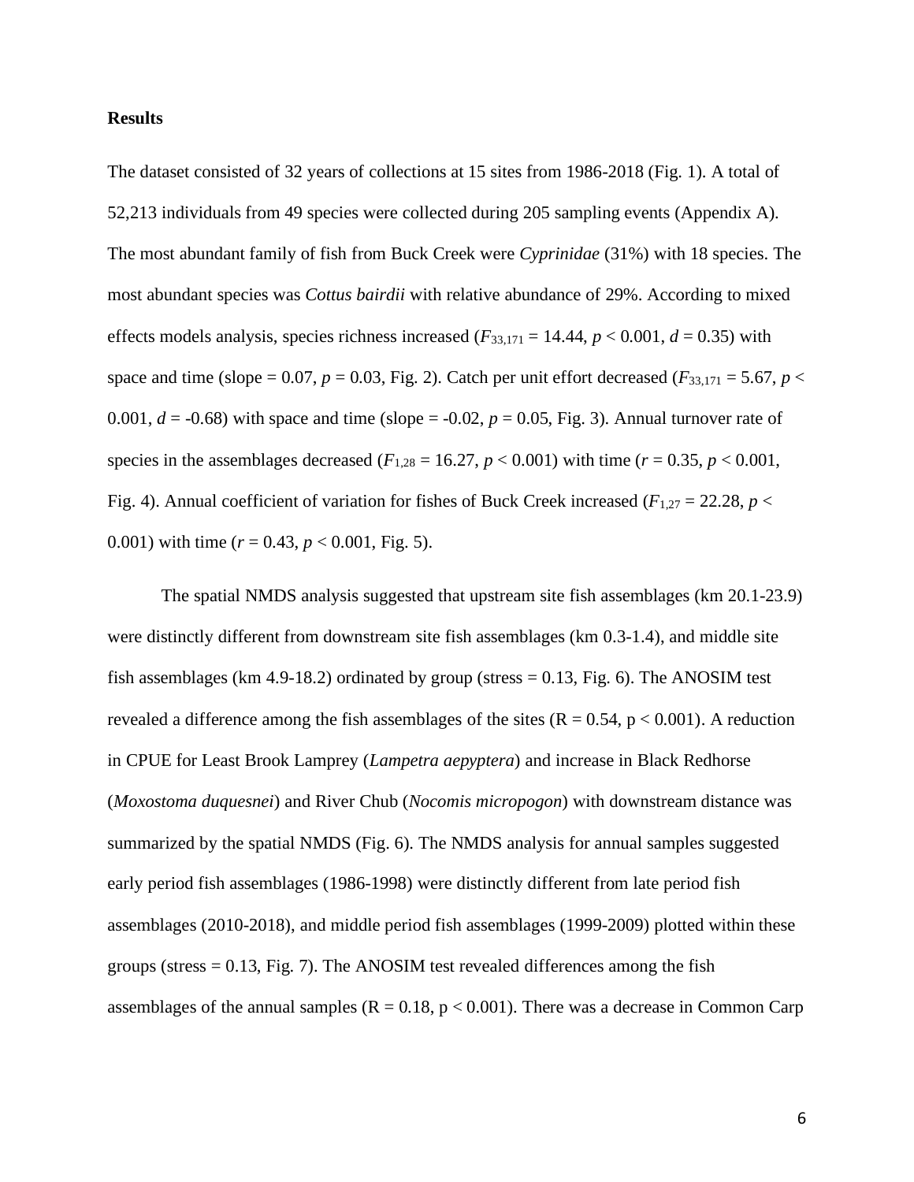**Results**

The dataset consisted of 32 years of collections at 15 sites from 1986-2018 (Fig. 1). A total of 52,213 individuals from 49 species were collected during 205 sampling events (Appendix A). The most abundant family of fish from Buck Creek were *Cyprinidae* (31%) with 18 species. The most abundant species was *Cottus bairdii* with relative abundance of 29%. According to mixed effects models analysis, species richness increased ($F_{33,171} = 14.44$, $p < 0.001$, $d = 0.35$) with space and time (slope = 0.07, $p = 0.03$, Fig. 2). Catch per unit effort decreased ($F_{33,171} = 5.67$, $p < 0.001$, $d = -0.68$) with space and time (slope = -0.02, $p = 0.05$, Fig. 3). Annual turnover rate of species in the assemblages decreased ($F_{1,28} = 16.27$, $p < 0.001$) with time ($r = 0.35$, $p < 0.001$, Fig. 4). Annual coefficient of variation for fishes of Buck Creek increased ($F_{1,27} = 22.28$, $p < 0.001$) with time ($r = 0.43$, $p < 0.001$, Fig. 5).

The spatial NMDS analysis suggested that upstream site fish assemblages (km 20.1-23.9) were distinctly different from downstream site fish assemblages (km 0.3-1.4), and middle site fish assemblages (km 4.9-18.2) ordinated by group (stress = 0.13, Fig. 6). The ANOSIM test revealed a difference among the fish assemblages of the sites ($R = 0.54$, $p < 0.001$). A reduction in CPUE for Least Brook Lamprey (*Lampetra aepyptera*) and increase in Black Redhorse (*Moxostoma duquesnei*) and River Chub (*Nocomis micropogon*) with downstream distance was summarized by the spatial NMDS (Fig. 6). The NMDS analysis for annual samples suggested early period fish assemblages (1986-1998) were distinctly different from late period fish assemblages (2010-2018), and middle period fish assemblages (1999-2009) plotted within these groups (stress = 0.13, Fig. 7). The ANOSIM test revealed differences among the fish assemblages of the annual samples ($R = 0.18$, $p < 0.001$). There was a decrease in Common Carp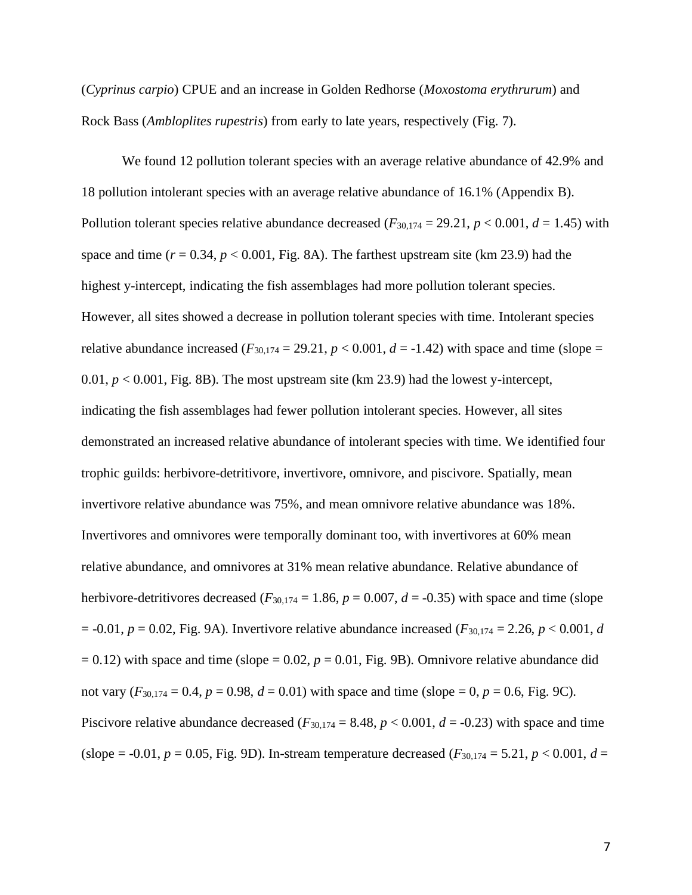(*Cyprinus carpio*) CPUE and an increase in Golden Redhorse (*Moxostoma erythrurum*) and Rock Bass (*Ambloplites rupestris*) from early to late years, respectively (Fig. 7).

We found 12 pollution tolerant species with an average relative abundance of 42.9% and 18 pollution intolerant species with an average relative abundance of 16.1% (Appendix B). Pollution tolerant species relative abundance decreased ($F_{30,174} = 29.21$, $p < 0.001$, $d = 1.45$) with space and time ($r = 0.34$, $p < 0.001$, Fig. 8A). The farthest upstream site (km 23.9) had the highest y-intercept, indicating the fish assemblages had more pollution tolerant species. However, all sites showed a decrease in pollution tolerant species with time. Intolerant species relative abundance increased ($F_{30,174} = 29.21$, $p < 0.001$, $d = -1.42$) with space and time (slope = 0.01, $p < 0.001$, Fig. 8B). The most upstream site (km 23.9) had the lowest y-intercept, indicating the fish assemblages had fewer pollution intolerant species. However, all sites demonstrated an increased relative abundance of intolerant species with time. We identified four trophic guilds: herbivore-detritivore, invertivore, omnivore, and piscivore. Spatially, mean invertivore relative abundance was 75%, and mean omnivore relative abundance was 18%. Invertivores and omnivores were temporally dominant too, with invertivores at 60% mean relative abundance, and omnivores at 31% mean relative abundance. Relative abundance of herbivore-detritivores decreased ($F_{30,174} = 1.86$, $p = 0.007$, $d = -0.35$) with space and time (slope = -0.01, $p = 0.02$, Fig. 9A). Invertivore relative abundance increased ($F_{30,174} = 2.26$, $p < 0.001$, $d = 0.12$) with space and time (slope = 0.02, $p = 0.01$, Fig. 9B). Omnivore relative abundance did not vary ($F_{30,174} = 0.4$, $p = 0.98$, $d = 0.01$) with space and time (slope = 0, $p = 0.6$, Fig. 9C). Piscivore relative abundance decreased ($F_{30,174} = 8.48$, $p < 0.001$, $d = -0.23$) with space and time (slope = -0.01, $p = 0.05$, Fig. 9D). In-stream temperature decreased ($F_{30,174} = 5.21$, $p < 0.001$, $d =$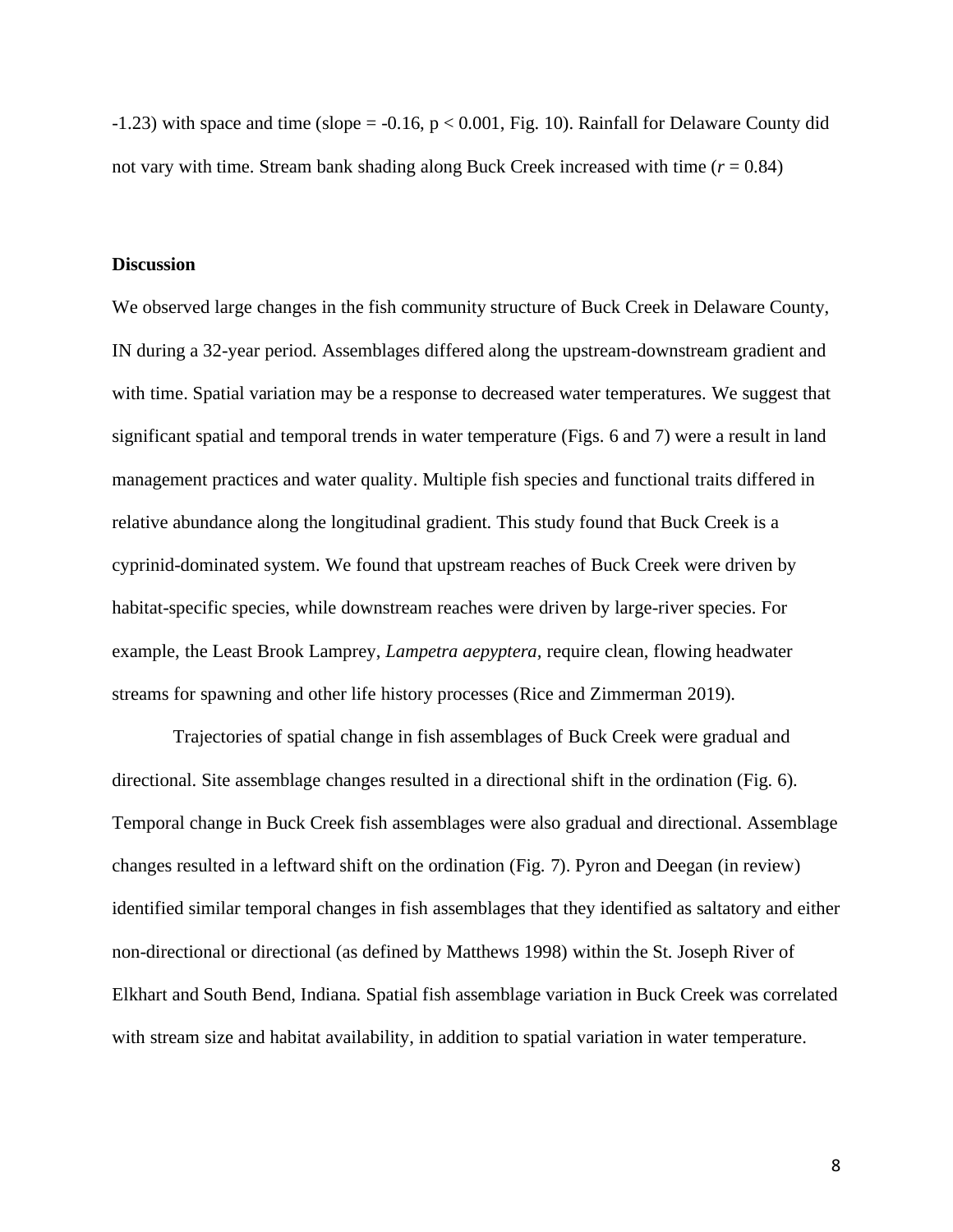-1.23) with space and time (slope = -0.16, $p < 0.001$, Fig. 10). Rainfall for Delaware County did not vary with time. Stream bank shading along Buck Creek increased with time ($r = 0.84$)

## Discussion

We observed large changes in the fish community structure of Buck Creek in Delaware County, IN during a 32-year period. Assemblages differed along the upstream-downstream gradient and with time. Spatial variation may be a response to decreased water temperatures. We suggest that significant spatial and temporal trends in water temperature (Figs. 6 and 7) were a result in land management practices and water quality. Multiple fish species and functional traits differed in relative abundance along the longitudinal gradient. This study found that Buck Creek is a cyprinid-dominated system. We found that upstream reaches of Buck Creek were driven by habitat-specific species, while downstream reaches were driven by large-river species. For example, the Least Brook Lamprey, *Lampetra aepyptera,* require clean, flowing headwater streams for spawning and other life history processes (Rice and Zimmerman 2019).

Trajectories of spatial change in fish assemblages of Buck Creek were gradual and directional. Site assemblage changes resulted in a directional shift in the ordination (Fig. 6). Temporal change in Buck Creek fish assemblages were also gradual and directional. Assemblage changes resulted in a leftward shift on the ordination (Fig. 7). Pyron and Deegan (in review) identified similar temporal changes in fish assemblages that they identified as saltatory and either non-directional or directional (as defined by Matthews 1998) within the St. Joseph River of Elkhart and South Bend, Indiana. Spatial fish assemblage variation in Buck Creek was correlated with stream size and habitat availability, in addition to spatial variation in water temperature.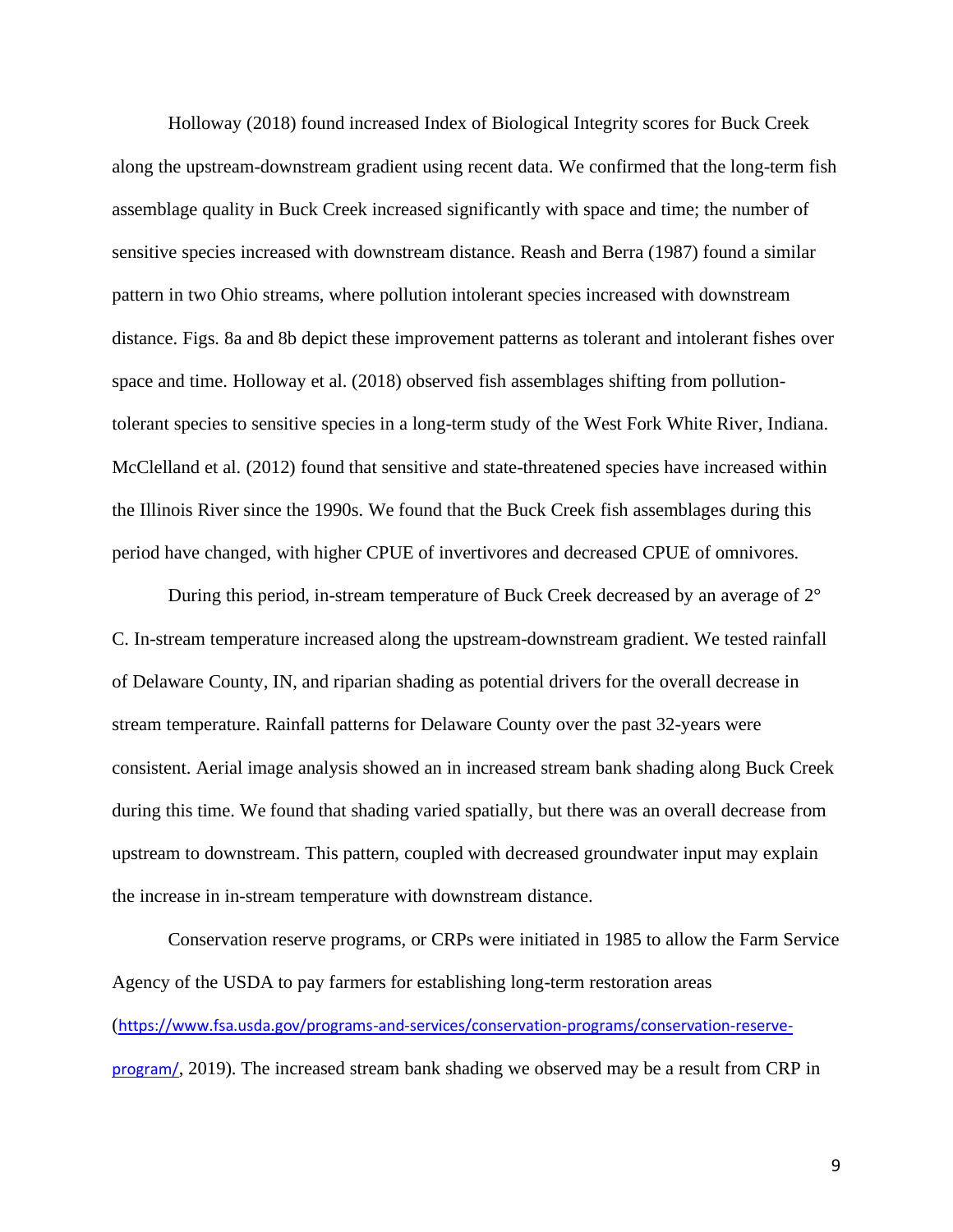Holloway (2018) found increased Index of Biological Integrity scores for Buck Creek along the upstream-downstream gradient using recent data. We confirmed that the long-term fish assemblage quality in Buck Creek increased significantly with space and time; the number of sensitive species increased with downstream distance. Reash and Berra (1987) found a similar pattern in two Ohio streams, where pollution intolerant species increased with downstream distance. Figs. 8a and 8b depict these improvement patterns as tolerant and intolerant fishes over space and time. Holloway et al. (2018) observed fish assemblages shifting from pollution-tolerant species to sensitive species in a long-term study of the West Fork White River, Indiana. McClelland et al. (2012) found that sensitive and state-threatened species have increased within the Illinois River since the 1990s. We found that the Buck Creek fish assemblages during this period have changed, with higher CPUE of invertivores and decreased CPUE of omnivores.

During this period, in-stream temperature of Buck Creek decreased by an average of 2° C. In-stream temperature increased along the upstream-downstream gradient. We tested rainfall of Delaware County, IN, and riparian shading as potential drivers for the overall decrease in stream temperature. Rainfall patterns for Delaware County over the past 32-years were consistent. Aerial image analysis showed an in increased stream bank shading along Buck Creek during this time. We found that shading varied spatially, but there was an overall decrease from upstream to downstream. This pattern, coupled with decreased groundwater input may explain the increase in in-stream temperature with downstream distance.

Conservation reserve programs, or CRPs were initiated in 1985 to allow the Farm Service Agency of the USDA to pay farmers for establishing long-term restoration areas (https://www.fsa.usda.gov/programs-and-services/conservation-programs/conservation-reserve-program/, 2019). The increased stream bank shading we observed may be a result from CRP in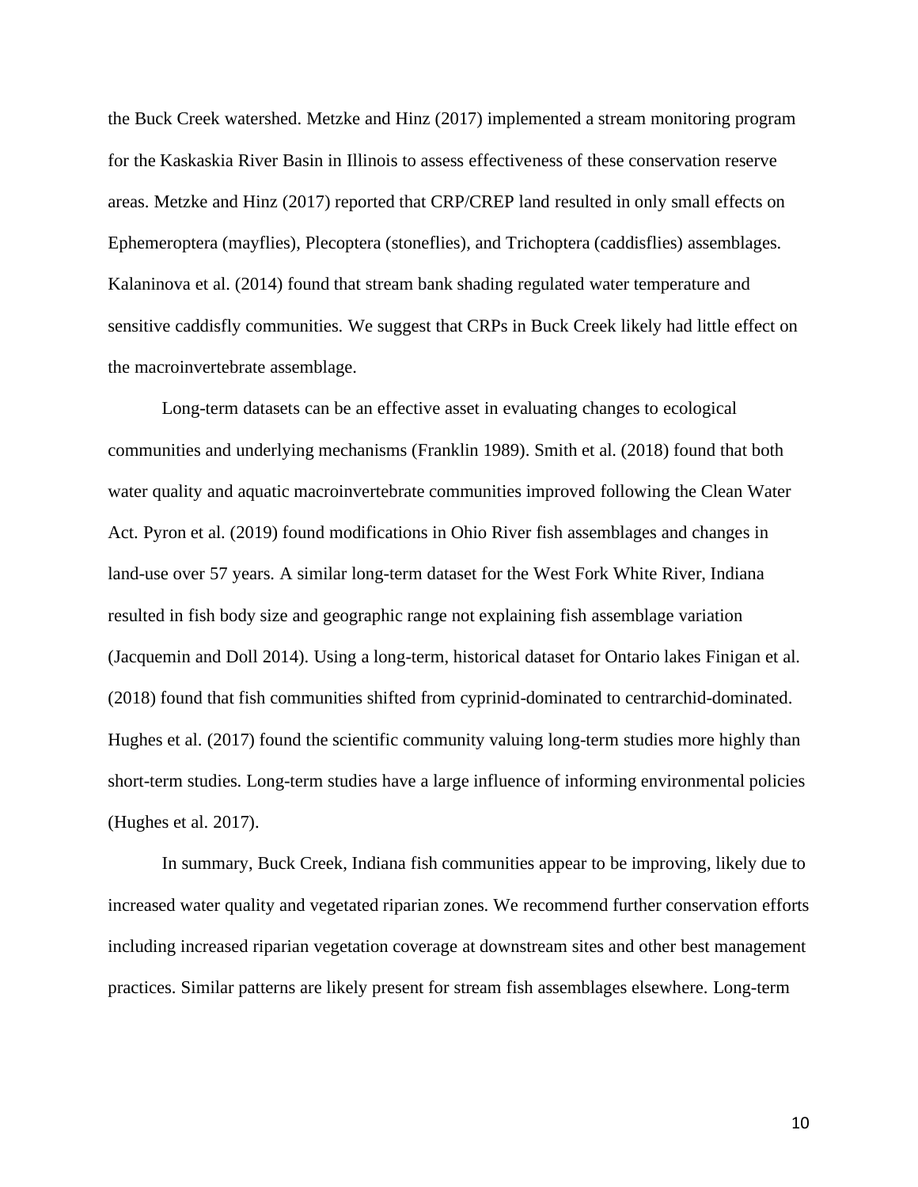the Buck Creek watershed. Metzke and Hinz (2017) implemented a stream monitoring program for the Kaskaskia River Basin in Illinois to assess effectiveness of these conservation reserve areas. Metzke and Hinz (2017) reported that CRP/CREP land resulted in only small effects on Ephemeroptera (mayflies), Plecoptera (stoneflies), and Trichoptera (caddisflies) assemblages. Kalaninova et al. (2014) found that stream bank shading regulated water temperature and sensitive caddisfly communities. We suggest that CRPs in Buck Creek likely had little effect on the macroinvertebrate assemblage.

Long-term datasets can be an effective asset in evaluating changes to ecological communities and underlying mechanisms (Franklin 1989). Smith et al. (2018) found that both water quality and aquatic macroinvertebrate communities improved following the Clean Water Act. Pyron et al. (2019) found modifications in Ohio River fish assemblages and changes in land-use over 57 years. A similar long-term dataset for the West Fork White River, Indiana resulted in fish body size and geographic range not explaining fish assemblage variation (Jacquemin and Doll 2014). Using a long-term, historical dataset for Ontario lakes Finigan et al. (2018) found that fish communities shifted from cyprinid-dominated to centrarchid-dominated. Hughes et al. (2017) found the scientific community valuing long-term studies more highly than short-term studies. Long-term studies have a large influence of informing environmental policies (Hughes et al. 2017).

In summary, Buck Creek, Indiana fish communities appear to be improving, likely due to increased water quality and vegetated riparian zones. We recommend further conservation efforts including increased riparian vegetation coverage at downstream sites and other best management practices. Similar patterns are likely present for stream fish assemblages elsewhere. Long-term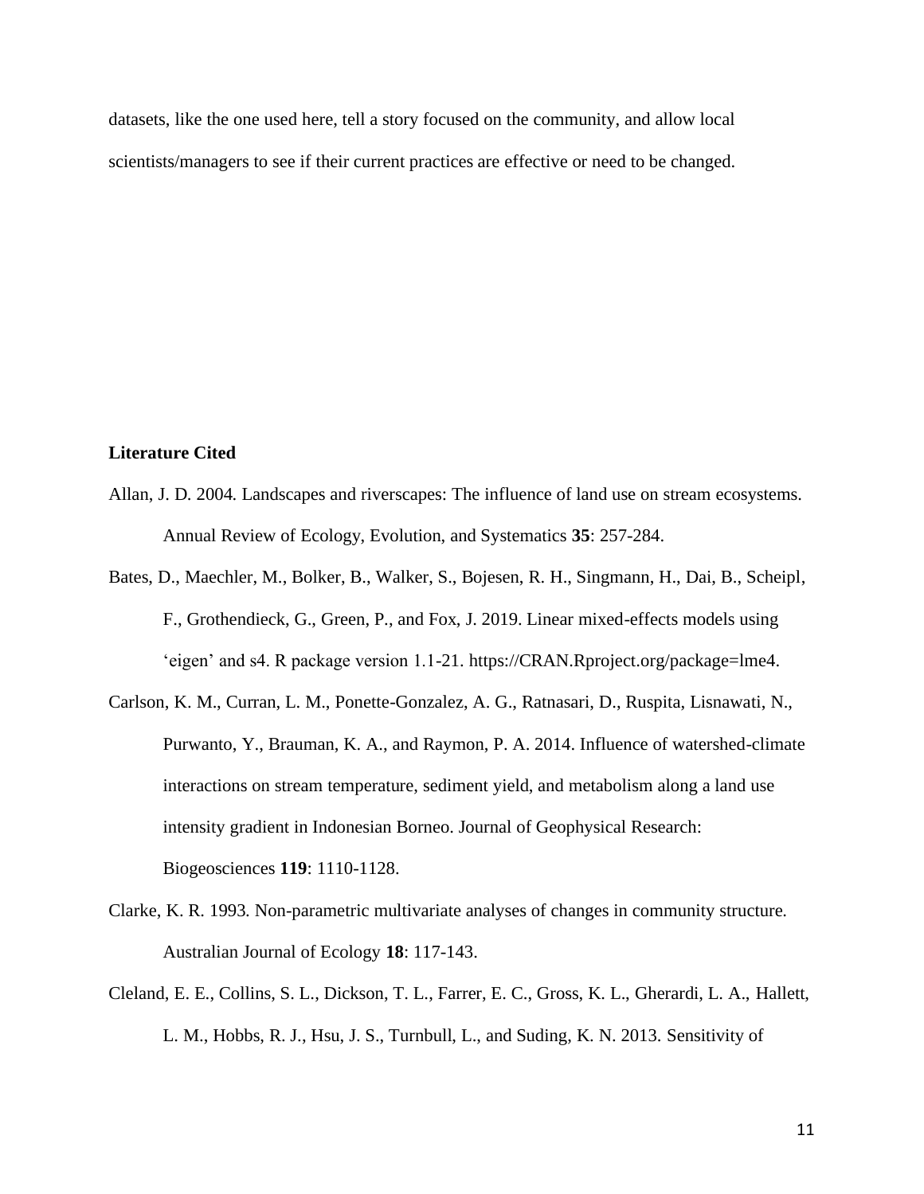datasets, like the one used here, tell a story focused on the community, and allow local scientists/managers to see if their current practices are effective or need to be changed.

## Literature Cited

Allan, J. D. 2004. Landscapes and riverscapes: The influence of land use on stream ecosystems. Annual Review of Ecology, Evolution, and Systematics **35**: 257-284.

Bates, D., Maechler, M., Bolker, B., Walker, S., Bojesen, R. H., Singmann, H., Dai, B., Scheipl, F., Grothendieck, G., Green, P., and Fox, J. 2019. Linear mixed-effects models using 'eigen' and s4. R package version 1.1-21. https://CRAN.Rproject.org/package=lme4.

Carlson, K. M., Curran, L. M., Ponette-Gonzalez, A. G., Ratnasari, D., Ruspita, Lisnawati, N., Purwanto, Y., Brauman, K. A., and Raymon, P. A. 2014. Influence of watershed-climate interactions on stream temperature, sediment yield, and metabolism along a land use intensity gradient in Indonesian Borneo. Journal of Geophysical Research: Biogeosciences **119**: 1110-1128.

Clarke, K. R. 1993. Non-parametric multivariate analyses of changes in community structure. Australian Journal of Ecology **18**: 117-143.

Cleland, E. E., Collins, S. L., Dickson, T. L., Farrer, E. C., Gross, K. L., Gherardi, L. A., Hallett, L. M., Hobbs, R. J., Hsu, J. S., Turnbull, L., and Suding, K. N. 2013. Sensitivity of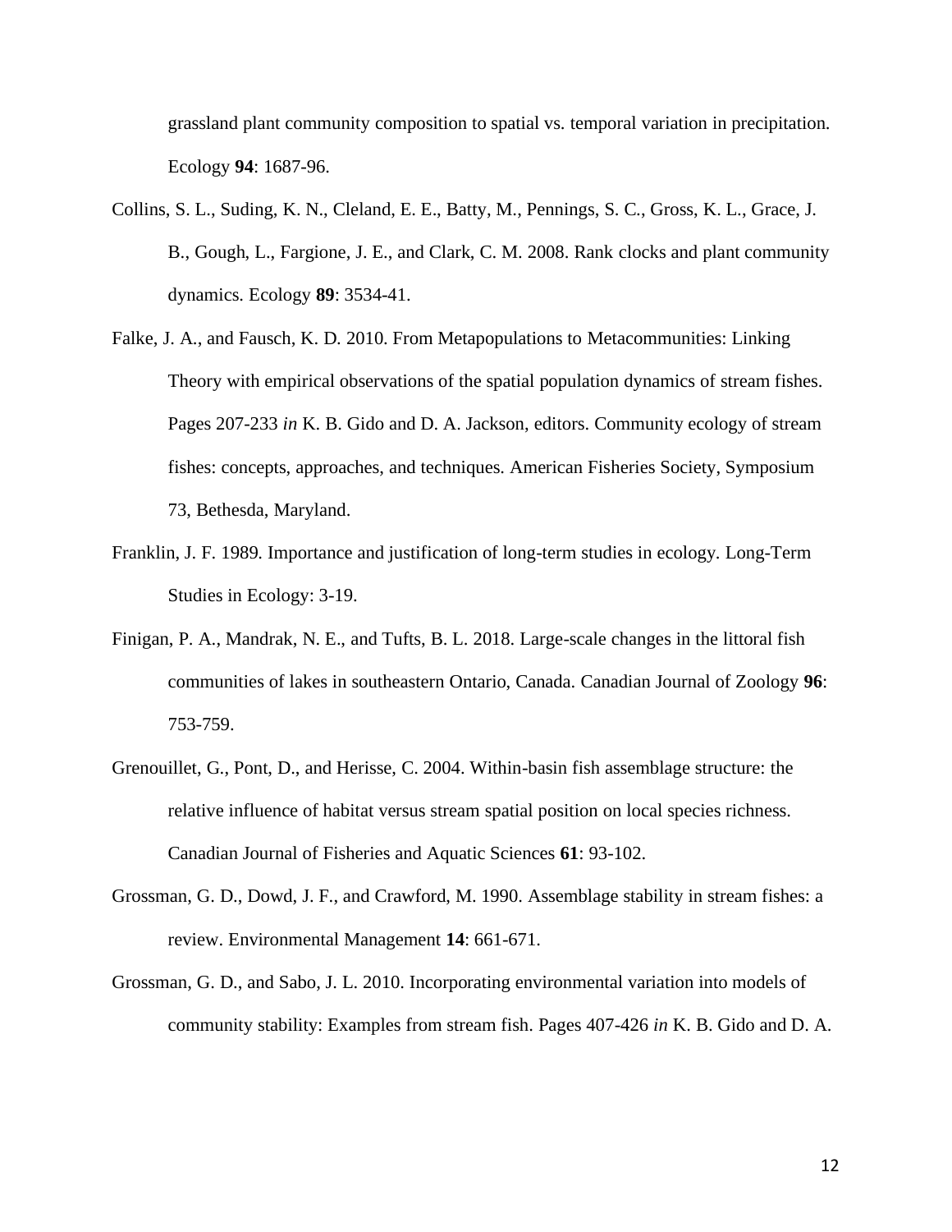grassland plant community composition to spatial vs. temporal variation in precipitation. Ecology **94**: 1687-96.

Collins, S. L., Suding, K. N., Cleland, E. E., Batty, M., Pennings, S. C., Gross, K. L., Grace, J. B., Gough, L., Fargione, J. E., and Clark, C. M. 2008. Rank clocks and plant community dynamics. Ecology **89**: 3534-41.

Falke, J. A., and Fausch, K. D. 2010. From Metapopulations to Metacommunities: Linking Theory with empirical observations of the spatial population dynamics of stream fishes. Pages 207-233 *in* K. B. Gido and D. A. Jackson, editors. Community ecology of stream fishes: concepts, approaches, and techniques. American Fisheries Society, Symposium 73, Bethesda, Maryland.

Franklin, J. F. 1989. Importance and justification of long-term studies in ecology. Long-Term Studies in Ecology: 3-19.

Finigan, P. A., Mandrak, N. E., and Tufts, B. L. 2018. Large-scale changes in the littoral fish communities of lakes in southeastern Ontario, Canada. Canadian Journal of Zoology **96**: 753-759.

Grenouillet, G., Pont, D., and Herisse, C. 2004. Within-basin fish assemblage structure: the relative influence of habitat versus stream spatial position on local species richness. Canadian Journal of Fisheries and Aquatic Sciences **61**: 93-102.

Grossman, G. D., Dowd, J. F., and Crawford, M. 1990. Assemblage stability in stream fishes: a review. Environmental Management **14**: 661-671.

Grossman, G. D., and Sabo, J. L. 2010. Incorporating environmental variation into models of community stability: Examples from stream fish. Pages 407-426 *in* K. B. Gido and D. A.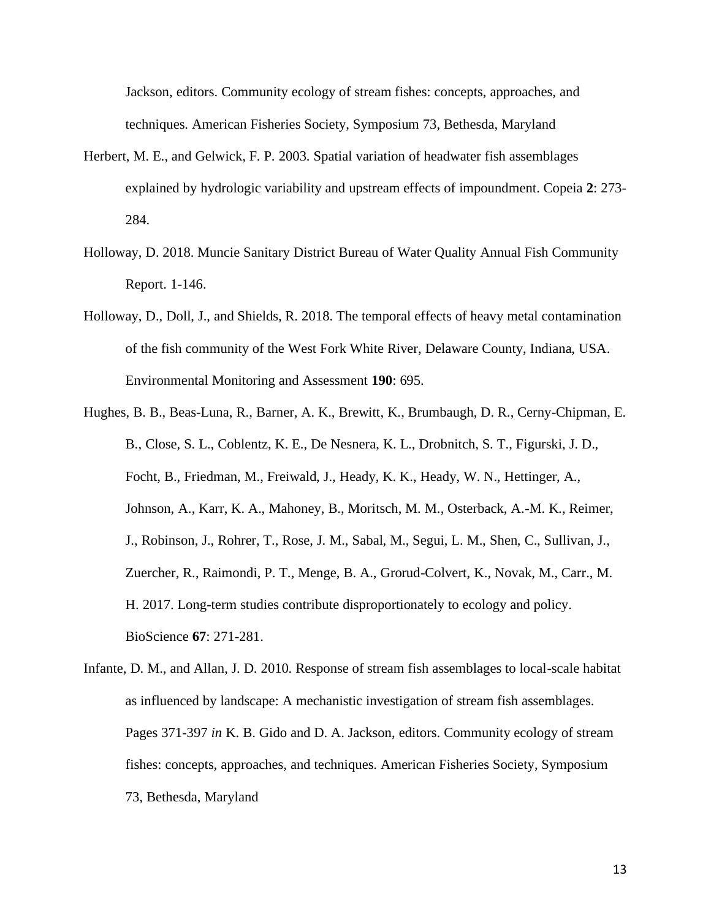Jackson, editors. Community ecology of stream fishes: concepts, approaches, and techniques. American Fisheries Society, Symposium 73, Bethesda, Maryland

Herbert, M. E., and Gelwick, F. P. 2003. Spatial variation of headwater fish assemblages explained by hydrologic variability and upstream effects of impoundment. Copeia **2**: 273-284.

Holloway, D. 2018. Muncie Sanitary District Bureau of Water Quality Annual Fish Community Report. 1-146.

Holloway, D., Doll, J., and Shields, R. 2018. The temporal effects of heavy metal contamination of the fish community of the West Fork White River, Delaware County, Indiana, USA. Environmental Monitoring and Assessment **190**: 695.

Hughes, B. B., Beas-Luna, R., Barner, A. K., Brewitt, K., Brumbaugh, D. R., Cerny-Chipman, E. B., Close, S. L., Coblentz, K. E., De Nesnera, K. L., Drobnitch, S. T., Figurski, J. D., Focht, B., Friedman, M., Freiwald, J., Heady, K. K., Heady, W. N., Hettinger, A., Johnson, A., Karr, K. A., Mahoney, B., Moritsch, M. M., Osterback, A.-M. K., Reimer, J., Robinson, J., Rohrer, T., Rose, J. M., Sabal, M., Segui, L. M., Shen, C., Sullivan, J., Zuercher, R., Raimondi, P. T., Menge, B. A., Grorud-Colvert, K., Novak, M., Carr., M. H. 2017. Long-term studies contribute disproportionately to ecology and policy. BioScience **67**: 271-281.

Infante, D. M., and Allan, J. D. 2010. Response of stream fish assemblages to local-scale habitat as influenced by landscape: A mechanistic investigation of stream fish assemblages. Pages 371-397 *in* K. B. Gido and D. A. Jackson, editors. Community ecology of stream fishes: concepts, approaches, and techniques. American Fisheries Society, Symposium 73, Bethesda, Maryland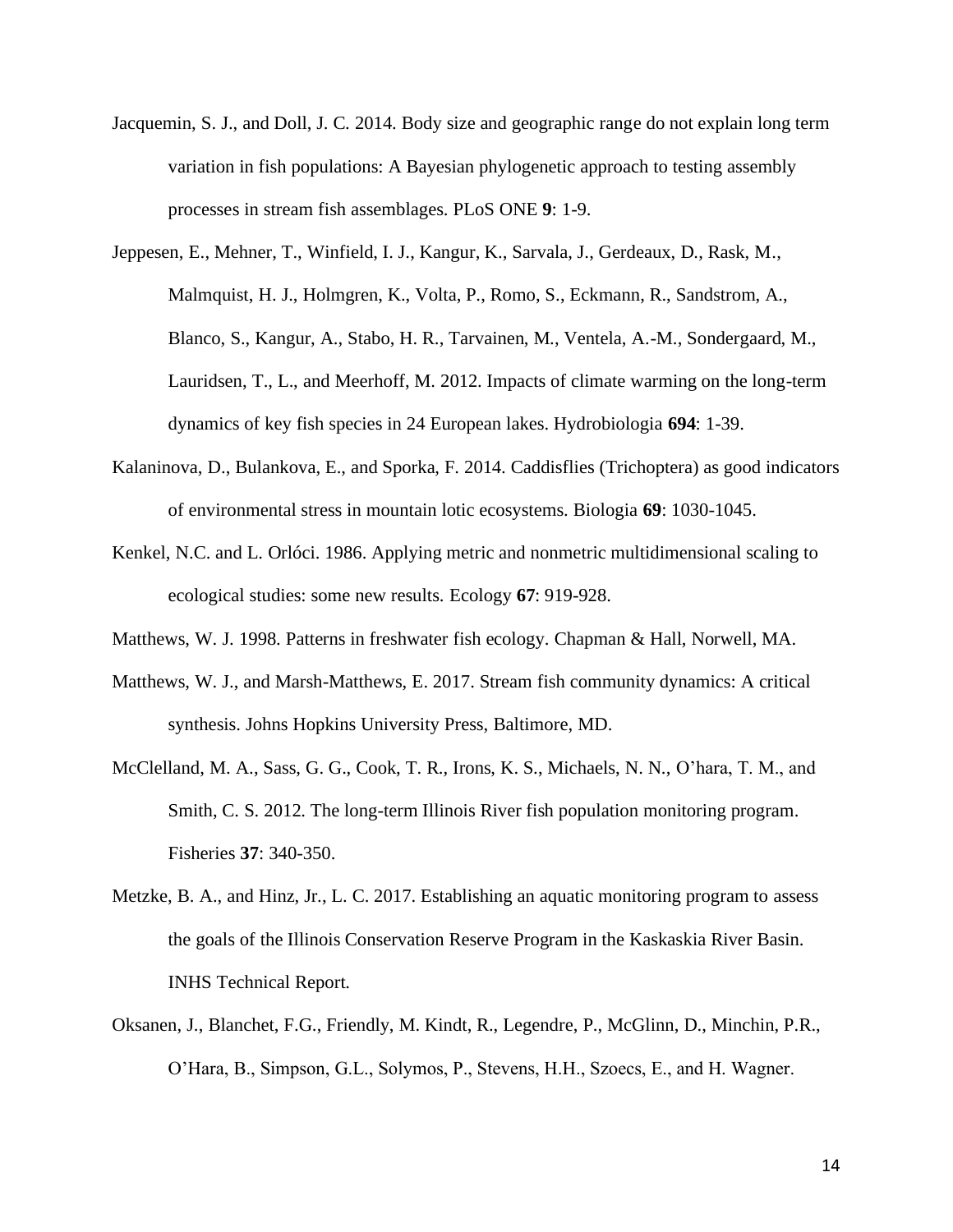Jacquemin, S. J., and Doll, J. C. 2014. Body size and geographic range do not explain long term variation in fish populations: A Bayesian phylogenetic approach to testing assembly processes in stream fish assemblages. PLoS ONE **9**: 1-9.

Jeppesen, E., Mehner, T., Winfield, I. J., Kangur, K., Sarvala, J., Gerdeaux, D., Rask, M., Malmquist, H. J., Holmgren, K., Volta, P., Romo, S., Eckmann, R., Sandstrom, A., Blanco, S., Kangur, A., Stabo, H. R., Tarvainen, M., Ventela, A.-M., Sondergaard, M., Lauridsen, T., L., and Meerhoff, M. 2012. Impacts of climate warming on the long-term dynamics of key fish species in 24 European lakes. Hydrobiologia **694**: 1-39.

Kalaninova, D., Bulankova, E., and Sporka, F. 2014. Caddisflies (Trichoptera) as good indicators of environmental stress in mountain lotic ecosystems. Biologia **69**: 1030-1045.

Kenkel, N.C. and L. Orlóci. 1986. Applying metric and nonmetric multidimensional scaling to ecological studies: some new results. Ecology **67**: 919-928.

Matthews, W. J. 1998. Patterns in freshwater fish ecology. Chapman & Hall, Norwell, MA.

Matthews, W. J., and Marsh-Matthews, E. 2017. Stream fish community dynamics: A critical synthesis. Johns Hopkins University Press, Baltimore, MD.

McClelland, M. A., Sass, G. G., Cook, T. R., Irons, K. S., Michaels, N. N., O'hara, T. M., and Smith, C. S. 2012. The long-term Illinois River fish population monitoring program. Fisheries **37**: 340-350.

Metzke, B. A., and Hinz, Jr., L. C. 2017. Establishing an aquatic monitoring program to assess the goals of the Illinois Conservation Reserve Program in the Kaskaskia River Basin. INHS Technical Report.

Oksanen, J., Blanchet, F.G., Friendly, M. Kindt, R., Legendre, P., McGlinn, D., Minchin, P.R., O'Hara, B., Simpson, G.L., Solymos, P., Stevens, H.H., Szoecs, E., and H. Wagner.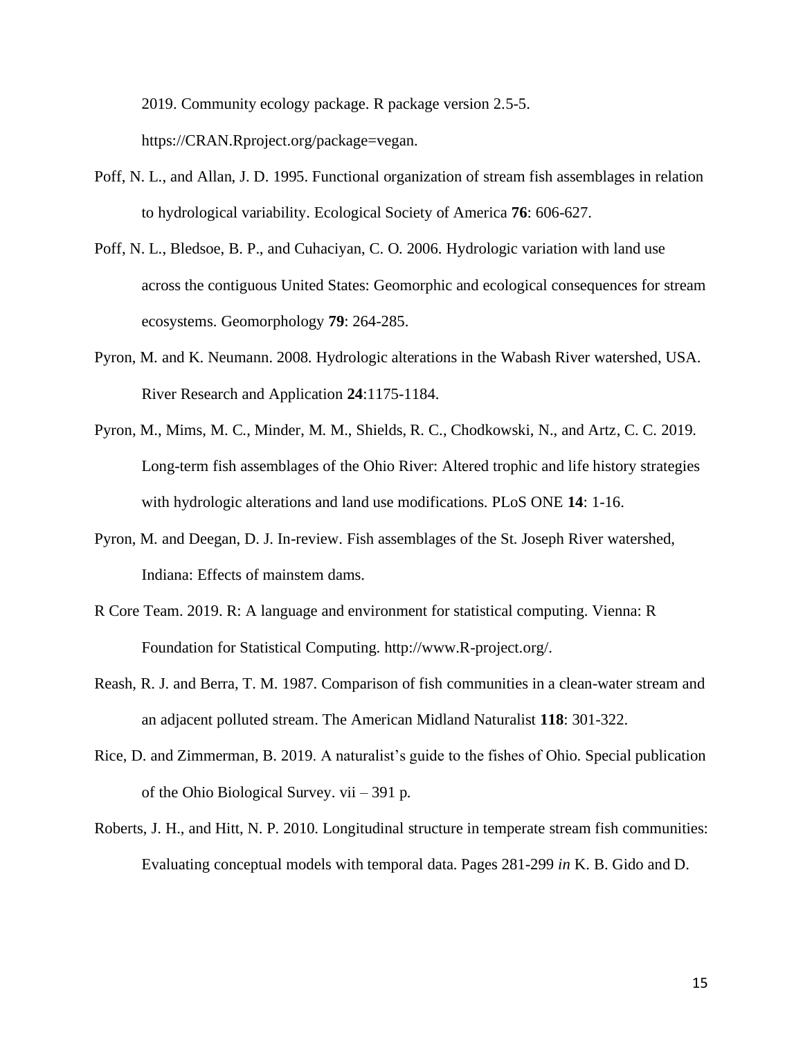2019. Community ecology package. R package version 2.5-5. https://CRAN.Rproject.org/package=vegan.

Poff, N. L., and Allan, J. D. 1995. Functional organization of stream fish assemblages in relation to hydrological variability. Ecological Society of America **76**: 606-627.

Poff, N. L., Bledsoe, B. P., and Cuhaciyan, C. O. 2006. Hydrologic variation with land use across the contiguous United States: Geomorphic and ecological consequences for stream ecosystems. Geomorphology **79**: 264-285.

Pyron, M. and K. Neumann. 2008. Hydrologic alterations in the Wabash River watershed, USA. River Research and Application **24**:1175-1184.

Pyron, M., Mims, M. C., Minder, M. M., Shields, R. C., Chodkowski, N., and Artz, C. C. 2019. Long-term fish assemblages of the Ohio River: Altered trophic and life history strategies with hydrologic alterations and land use modifications. PLoS ONE **14**: 1-16.

Pyron, M. and Deegan, D. J. In-review. Fish assemblages of the St. Joseph River watershed, Indiana: Effects of mainstem dams.

R Core Team. 2019. R: A language and environment for statistical computing. Vienna: R Foundation for Statistical Computing. http://www.R-project.org/.

Reash, R. J. and Berra, T. M. 1987. Comparison of fish communities in a clean-water stream and an adjacent polluted stream. The American Midland Naturalist **118**: 301-322.

Rice, D. and Zimmerman, B. 2019. A naturalist's guide to the fishes of Ohio. Special publication of the Ohio Biological Survey. vii – 391 p.

Roberts, J. H., and Hitt, N. P. 2010. Longitudinal structure in temperate stream fish communities: Evaluating conceptual models with temporal data. Pages 281-299 *in* K. B. Gido and D.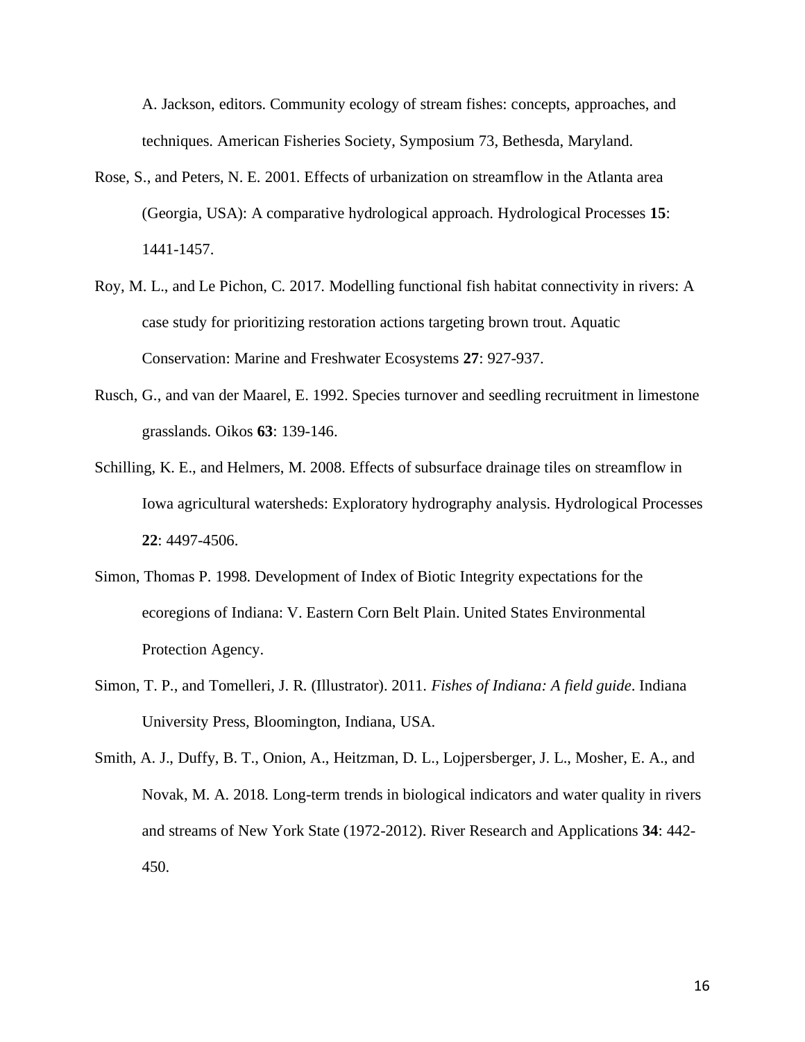A. Jackson, editors. Community ecology of stream fishes: concepts, approaches, and techniques. American Fisheries Society, Symposium 73, Bethesda, Maryland.

Rose, S., and Peters, N. E. 2001. Effects of urbanization on streamflow in the Atlanta area (Georgia, USA): A comparative hydrological approach. Hydrological Processes **15**: 1441-1457.

Roy, M. L., and Le Pichon, C. 2017. Modelling functional fish habitat connectivity in rivers: A case study for prioritizing restoration actions targeting brown trout. Aquatic Conservation: Marine and Freshwater Ecosystems **27**: 927-937.

Rusch, G., and van der Maarel, E. 1992. Species turnover and seedling recruitment in limestone grasslands. Oikos **63**: 139-146.

Schilling, K. E., and Helmers, M. 2008. Effects of subsurface drainage tiles on streamflow in Iowa agricultural watersheds: Exploratory hydrography analysis. Hydrological Processes **22**: 4497-4506.

Simon, Thomas P. 1998. Development of Index of Biotic Integrity expectations for the ecoregions of Indiana: V. Eastern Corn Belt Plain. United States Environmental Protection Agency.

Simon, T. P., and Tomelleri, J. R. (Illustrator). 2011. *Fishes of Indiana: A field guide*. Indiana University Press, Bloomington, Indiana, USA.

Smith, A. J., Duffy, B. T., Onion, A., Heitzman, D. L., Lojpersberger, J. L., Mosher, E. A., and Novak, M. A. 2018. Long-term trends in biological indicators and water quality in rivers and streams of New York State (1972-2012). River Research and Applications **34**: 442-450.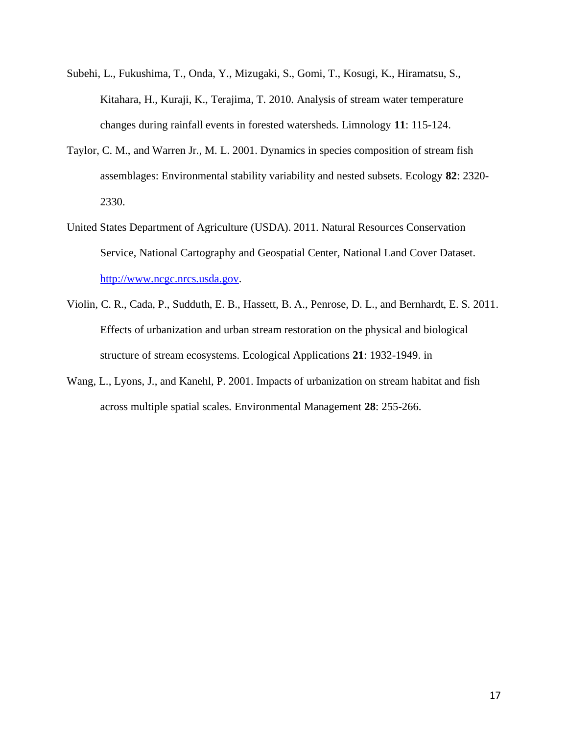Subehi, L., Fukushima, T., Onda, Y., Mizugaki, S., Gomi, T., Kosugi, K., Hiramatsu, S., Kitahara, H., Kuraji, K., Terajima, T. 2010. Analysis of stream water temperature changes during rainfall events in forested watersheds. Limnology **11**: 115-124.

Taylor, C. M., and Warren Jr., M. L. 2001. Dynamics in species composition of stream fish assemblages: Environmental stability variability and nested subsets. Ecology **82**: 2320-2330.

United States Department of Agriculture (USDA). 2011. Natural Resources Conservation Service, National Cartography and Geospatial Center, National Land Cover Dataset. http://www.ncgc.nrcs.usda.gov.

Violin, C. R., Cada, P., Sudduth, E. B., Hassett, B. A., Penrose, D. L., and Bernhardt, E. S. 2011. Effects of urbanization and urban stream restoration on the physical and biological structure of stream ecosystems. Ecological Applications **21**: 1932-1949. in

Wang, L., Lyons, J., and Kanehl, P. 2001. Impacts of urbanization on stream habitat and fish across multiple spatial scales. Environmental Management **28**: 255-266.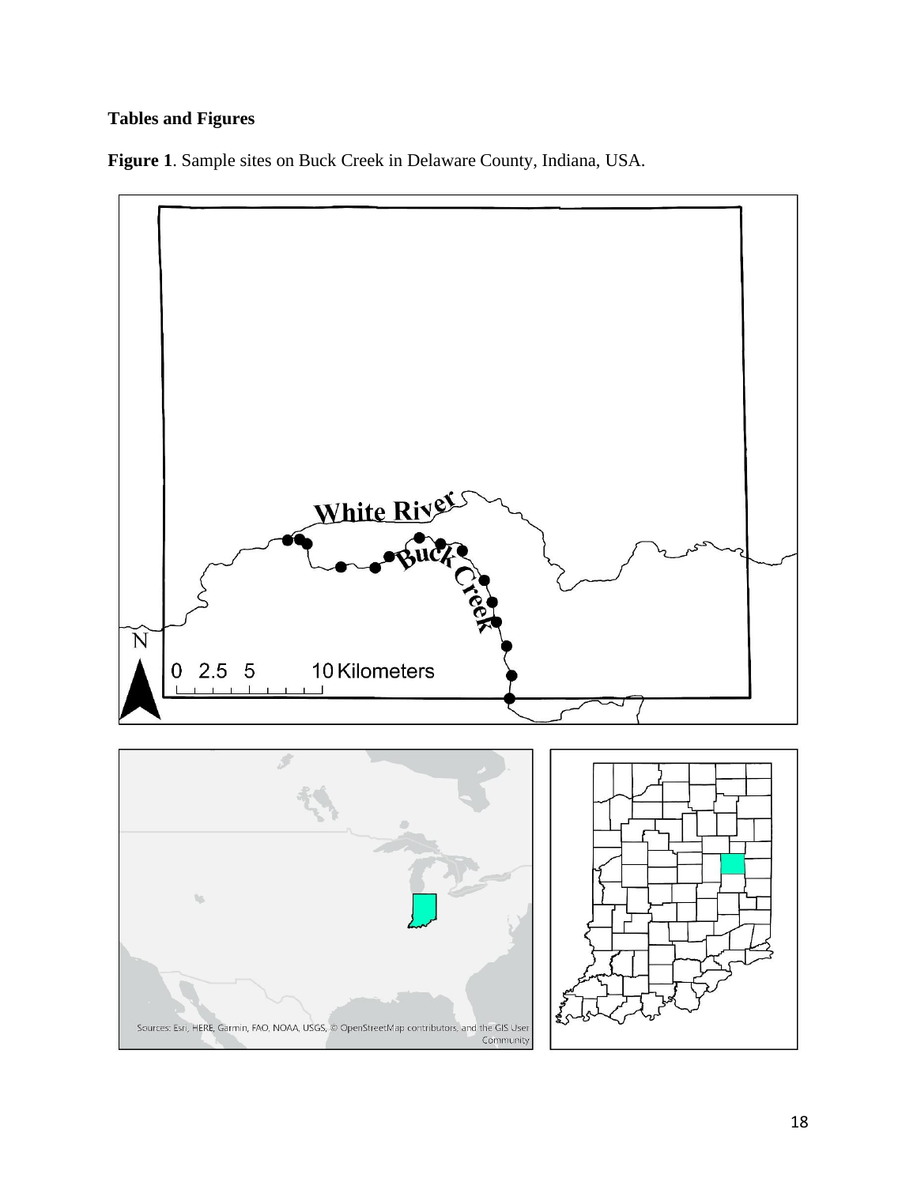**Tables and Figures**

**Figure 1**. Sample sites on Buck Creek in Delaware County, Indiana, USA.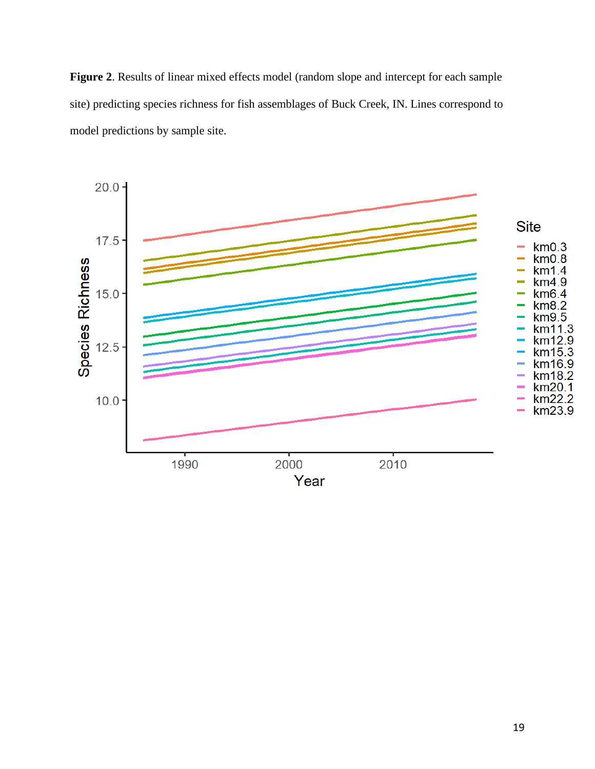**Figure 2**. Results of linear mixed effects model (random slope and intercept for each sample site) predicting species richness for fish assemblages of Buck Creek, IN. Lines correspond to model predictions by sample site.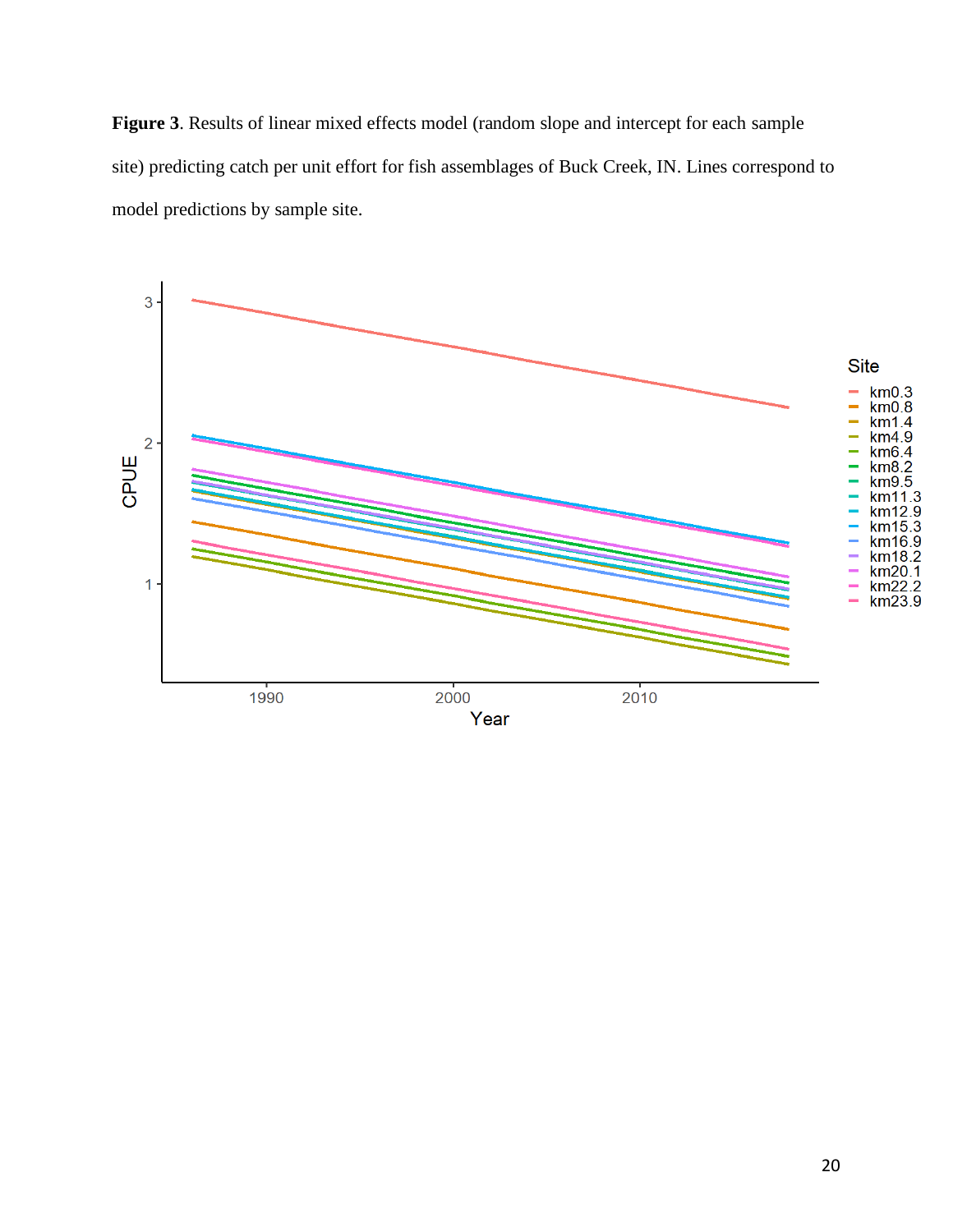**Figure 3**. Results of linear mixed effects model (random slope and intercept for each sample site) predicting catch per unit effort for fish assemblages of Buck Creek, IN. Lines correspond to model predictions by sample site.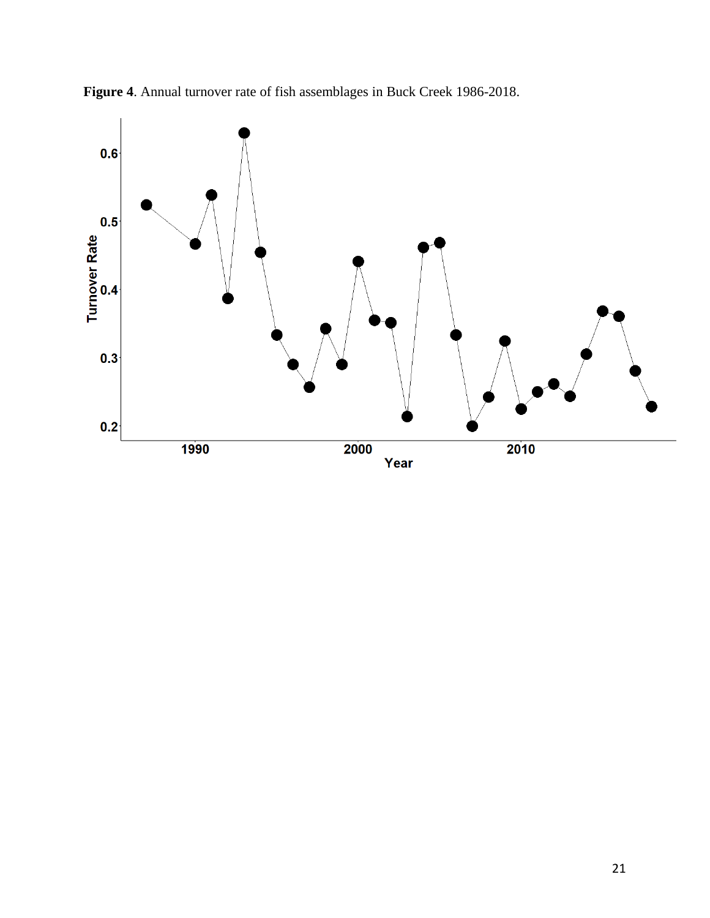**Figure 4**. Annual turnover rate of fish assemblages in Buck Creek 1986-2018.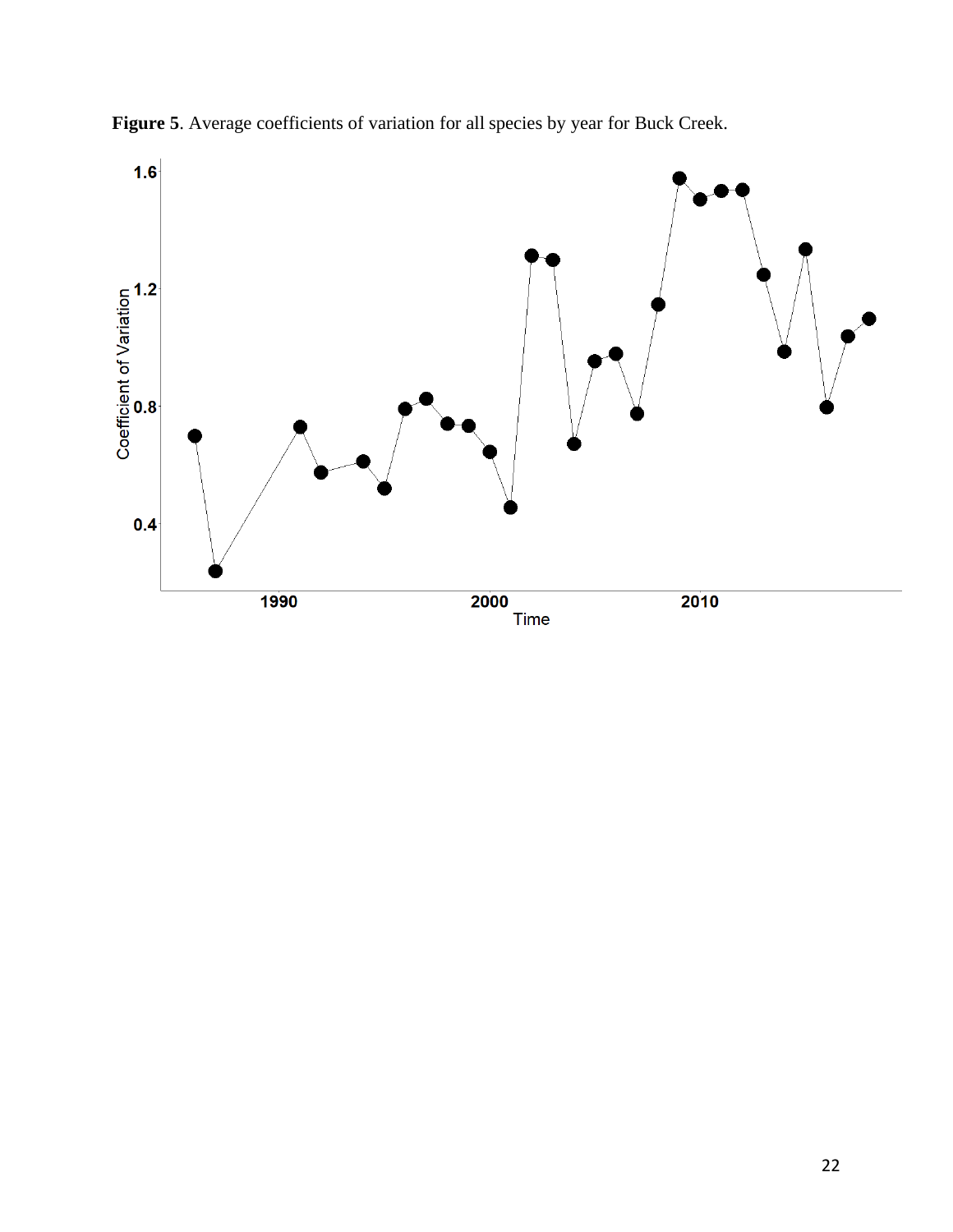**Figure 5**. Average coefficients of variation for all species by year for Buck Creek.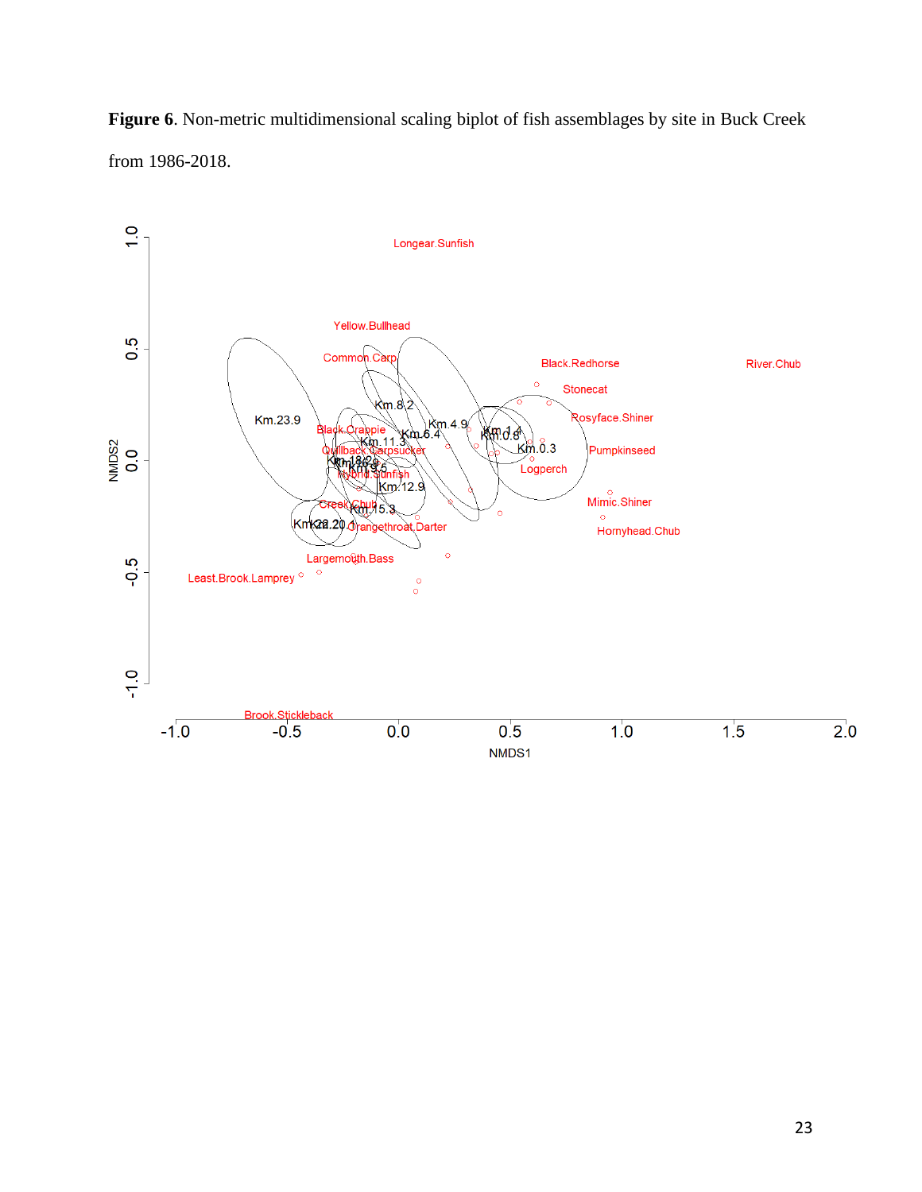**Figure 6**. Non-metric multidimensional scaling biplot of fish assemblages by site in Buck Creek from 1986-2018.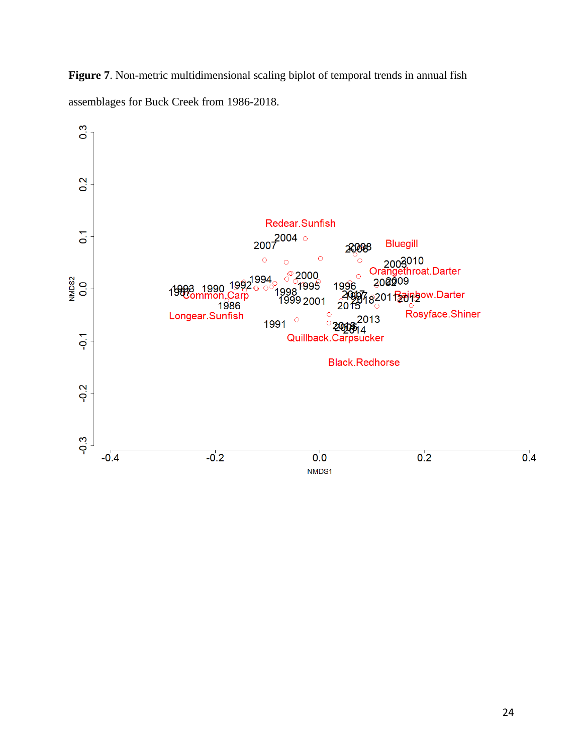**Figure 7**. Non-metric multidimensional scaling biplot of temporal trends in annual fish assemblages for Buck Creek from 1986-2018.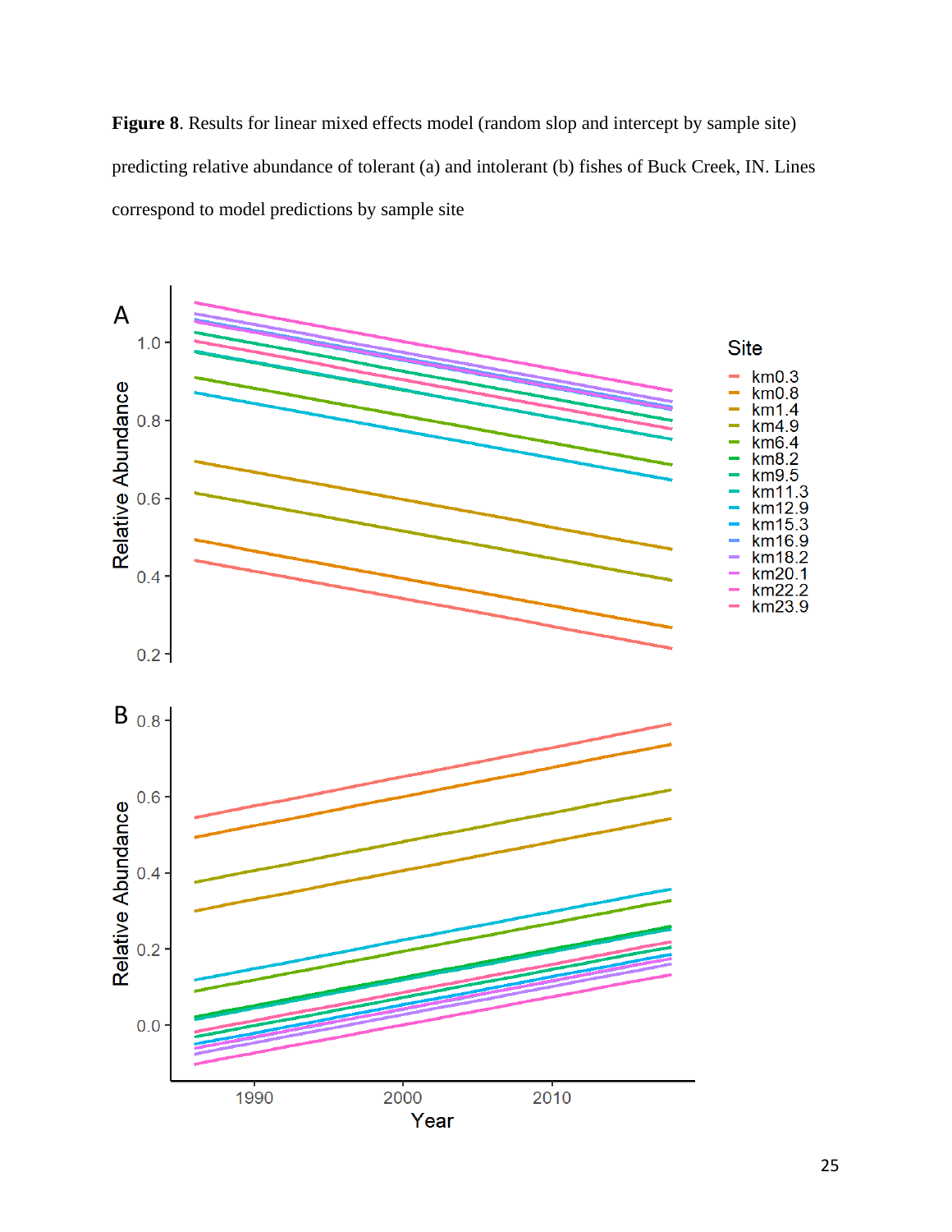**Figure 8**. Results for linear mixed effects model (random slop and intercept by sample site) predicting relative abundance of tolerant (a) and intolerant (b) fishes of Buck Creek, IN. Lines correspond to model predictions by sample site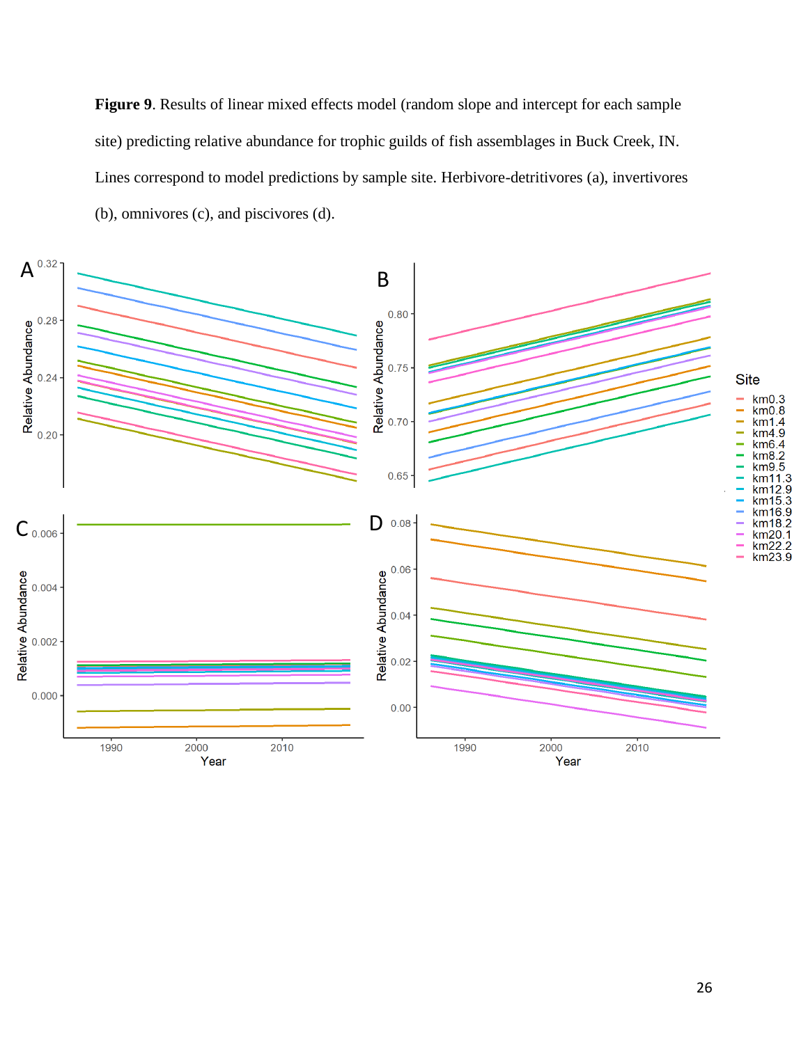**Figure 9**. Results of linear mixed effects model (random slope and intercept for each sample site) predicting relative abundance for trophic guilds of fish assemblages in Buck Creek, IN. Lines correspond to model predictions by sample site. Herbivore-detritivores (a), invertivores (b), omnivores (c), and piscivores (d).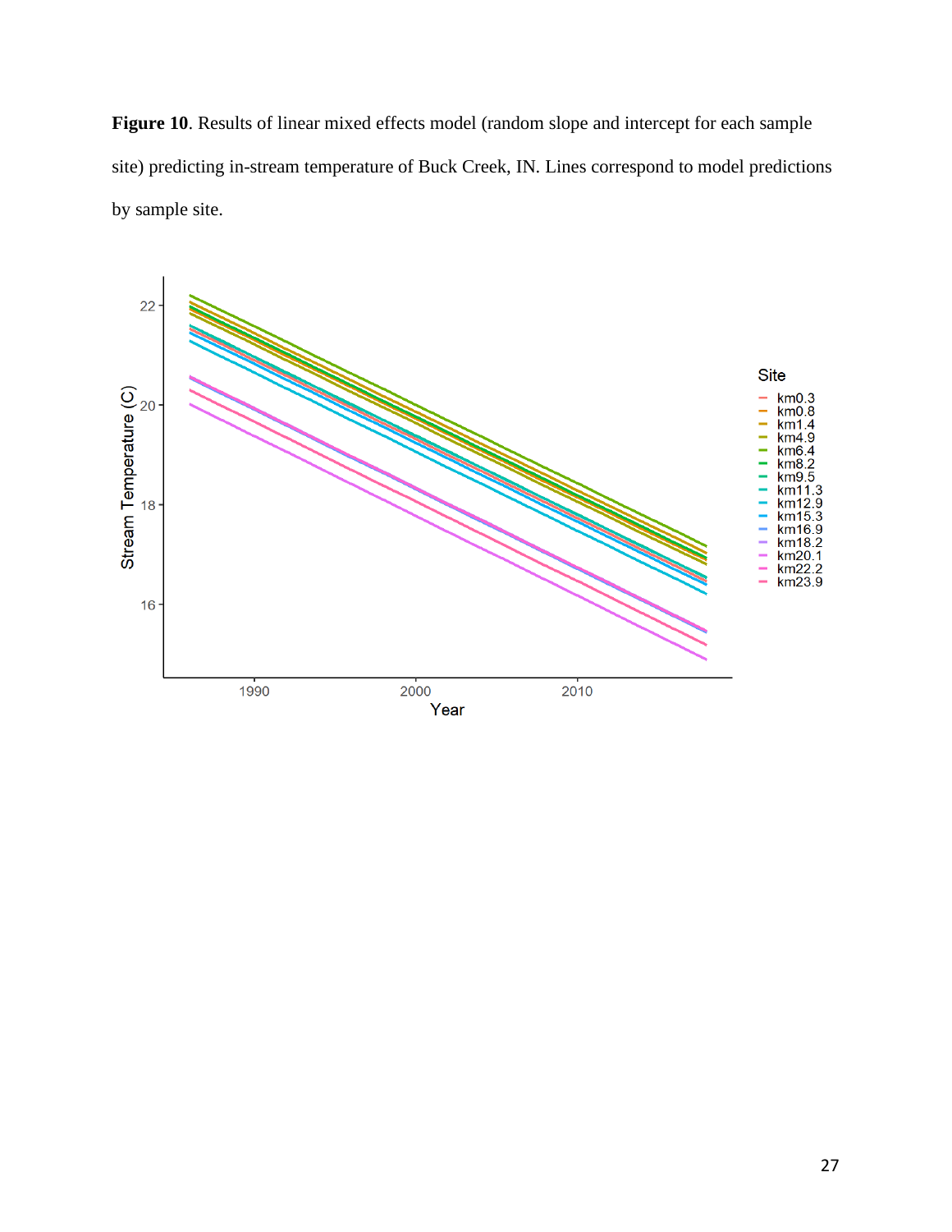**Figure 10**. Results of linear mixed effects model (random slope and intercept for each sample site) predicting in-stream temperature of Buck Creek, IN. Lines correspond to model predictions by sample site.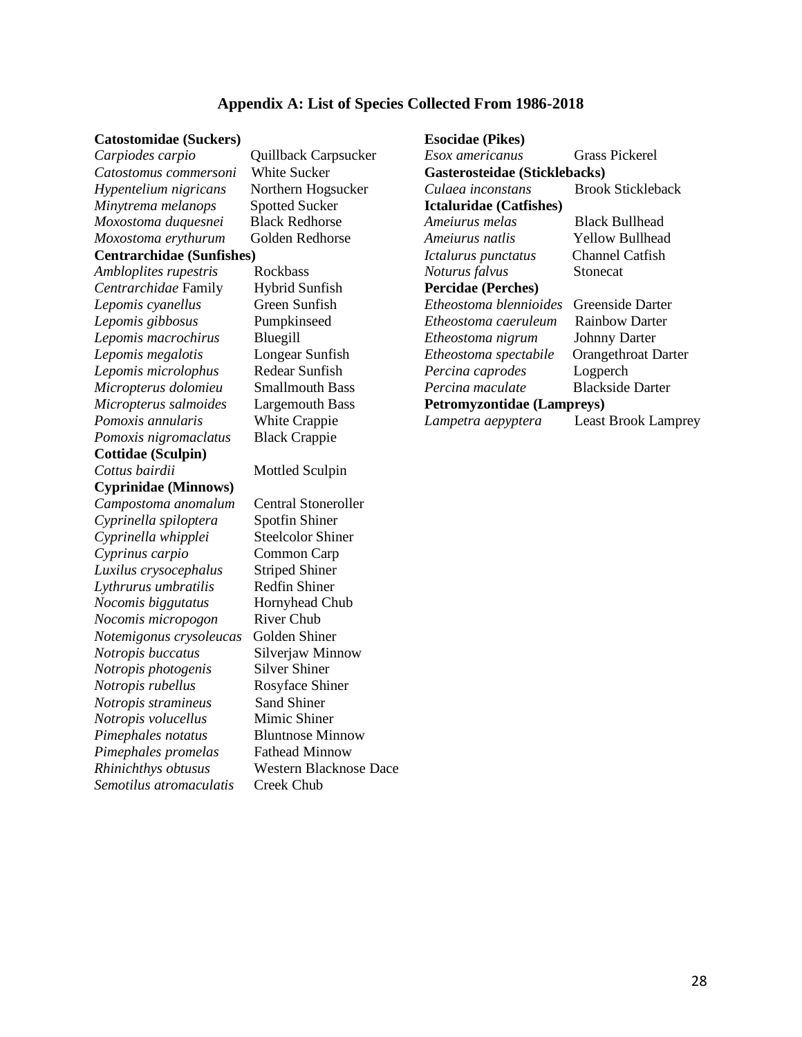## Appendix A: List of Species Collected From 1986-2018

**Catostomidae (Suckers)**

| | |
|---|---|
| *Carpiodes carpio* | Quillback Carpsucker |
| *Catostomus commersoni* | White Sucker |
| *Hypentelium nigricans* | Northern Hogsucker |
| *Minytrema melanops* | Spotted Sucker |
| *Moxostoma duquesnei* | Black Redhorse |
| *Moxostoma erythurum* | Golden Redhorse |

**Centrarchidae (Sunfishes)**

| | |
|---|---|
| *Ambloplites rupestris* | Rockbass |
| *Centrarchidae* Family | Hybrid Sunfish |
| *Lepomis cyanellus* | Green Sunfish |
| *Lepomis gibbosus* | Pumpkinseed |
| *Lepomis macrochirus* | Bluegill |
| *Lepomis megalotis* | Longear Sunfish |
| *Lepomis microlophus* | Redear Sunfish |
| *Micropterus dolomieu* | Smallmouth Bass |
| *Micropterus salmoides* | Largemouth Bass |
| *Pomoxis annularis* | White Crappie |
| *Pomoxis nigromaclatus* | Black Crappie |

**Cottidae (Sculpin)**

| | |
|---|---|
| *Cottus bairdii* | Mottled Sculpin |

**Cyprinidae (Minnows)**

| | |
|---|---|
| *Campostoma anomalum* | Central Stoneroller |
| *Cyprinella spiloptera* | Spotfin Shiner |
| *Cyprinella whipplei* | Steelcolor Shiner |
| *Cyprinus carpio* | Common Carp |
| *Luxilus crysocephalus* | Striped Shiner |
| *Lythrurus umbratilis* | Redfin Shiner |
| *Nocomis biggutatus* | Hornyhead Chub |
| *Nocomis micropogon* | River Chub |
| *Notemigonus crysoleucas* | Golden Shiner |
| *Notropis buccatus* | Silverjaw Minnow |
| *Notropis photogenis* | Silver Shiner |
| *Notropis rubellus* | Rosyface Shiner |
| *Notropis stramineus* | Sand Shiner |
| *Notropis volucellus* | Mimic Shiner |
| *Pimephales notatus* | Bluntnose Minnow |
| *Pimephales promelas* | Fathead Minnow |
| *Rhinichthys obtusus* | Western Blacknose Dace |
| *Semotilus atromaculatis* | Creek Chub |

**Esocidae (Pikes)**

| | |
|---|---|
| *Esox americanus* | Grass Pickerel |

**Gasterosteidae (Sticklebacks)**

| | |
|---|---|
| *Culaea inconstans* | Brook Stickleback |

**Ictaluridae (Catfishes)**

| | |
|---|---|
| *Ameiurus melas* | Black Bullhead |
| *Ameiurus natlis* | Yellow Bullhead |
| *Ictalurus punctatus* | Channel Catfish |
| *Noturus falvus* | Stonecat |

**Percidae (Perches)**

| | |
|---|---|
| *Etheostoma blennioides* | Greenside Darter |
| *Etheostoma caeruleum* | Rainbow Darter |
| *Etheostoma nigrum* | Johnny Darter |
| *Etheostoma spectabile* | Orangethroat Darter |
| *Percina caprodes* | Logperch |
| *Percina maculate* | Blackside Darter |

**Petromyzontidae (Lampreys)**

| | |
|---|---|
| *Lampetra aepyptera* | Least Brook Lamprey |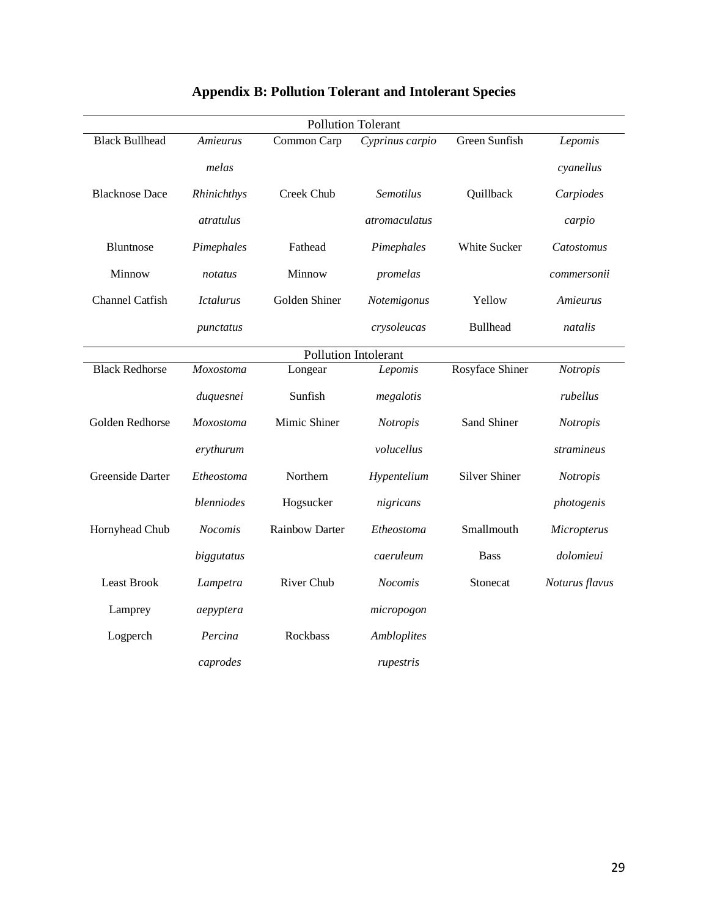# Appendix B: Pollution Tolerant and Intolerant Species

| Pollution Tolerant | | | | | |
|---|---|---|---|---|---|
| Black Bullhead | *Amieurus melas* | Common Carp | *Cyprinus carpio* | Green Sunfish | *Lepomis cyanellus* |
| Blacknose Dace | *Rhinichthys atratulus* | Creek Chub | *Semotilus atromaculatus* | Quillback | *Carpiodes carpio* |
| Bluntnose Minnow | *Pimephales notatus* | Fathead Minnow | *Pimephales promelas* | White Sucker | *Catostomus commersonii* |
| Channel Catfish | *Ictalurus punctatus* | Golden Shiner | *Notemigonus crysoleucas* | Yellow Bullhead | *Amieurus natalis* |

| Pollution Intolerant | | | | | |
|---|---|---|---|---|---|
| Black Redhorse | *Moxostoma duquesnei* | Longear Sunfish | *Lepomis megalotis* | Rosyface Shiner | *Notropis rubellus* |
| Golden Redhorse | *Moxostoma erythurum* | Mimic Shiner | *Notropis volucellus* | Sand Shiner | *Notropis stramineus* |
| Greenside Darter | *Etheostoma blenniodes* | Northern Hogsucker | *Hypentelium nigricans* | Silver Shiner | *Notropis photogenis* |
| Hornyhead Chub | *Nocomis biggutatus* | Rainbow Darter | *Etheostoma caeruleum* | Smallmouth Bass | *Micropterus dolomieui* |
| Least Brook Lamprey | *Lampetra aepyptera* | River Chub | *Nocomis micropogon* | Stonecat | *Noturus flavus* |
| Logperch | *Percina caprodes* | Rockbass | *Ambloplites rupestris* | | |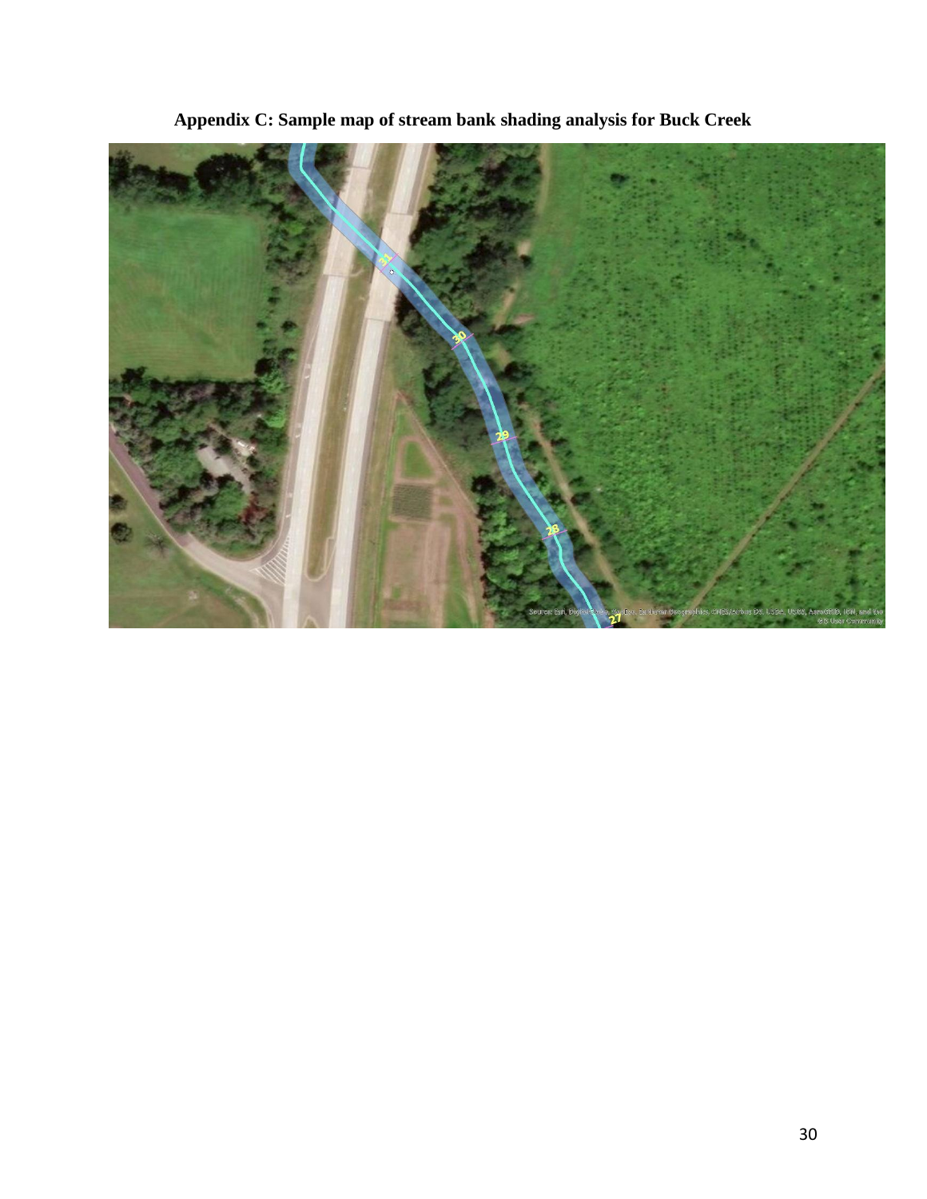## Appendix C: Sample map of stream bank shading analysis for Buck Creek

31
30
29
28
27

Source: Esri, DigitalGlobe, GeoEye, Earthstar Geographics, CNES/Airbus DS, USDA, USGS, AeroGRID, IGN, and the GIS User Community